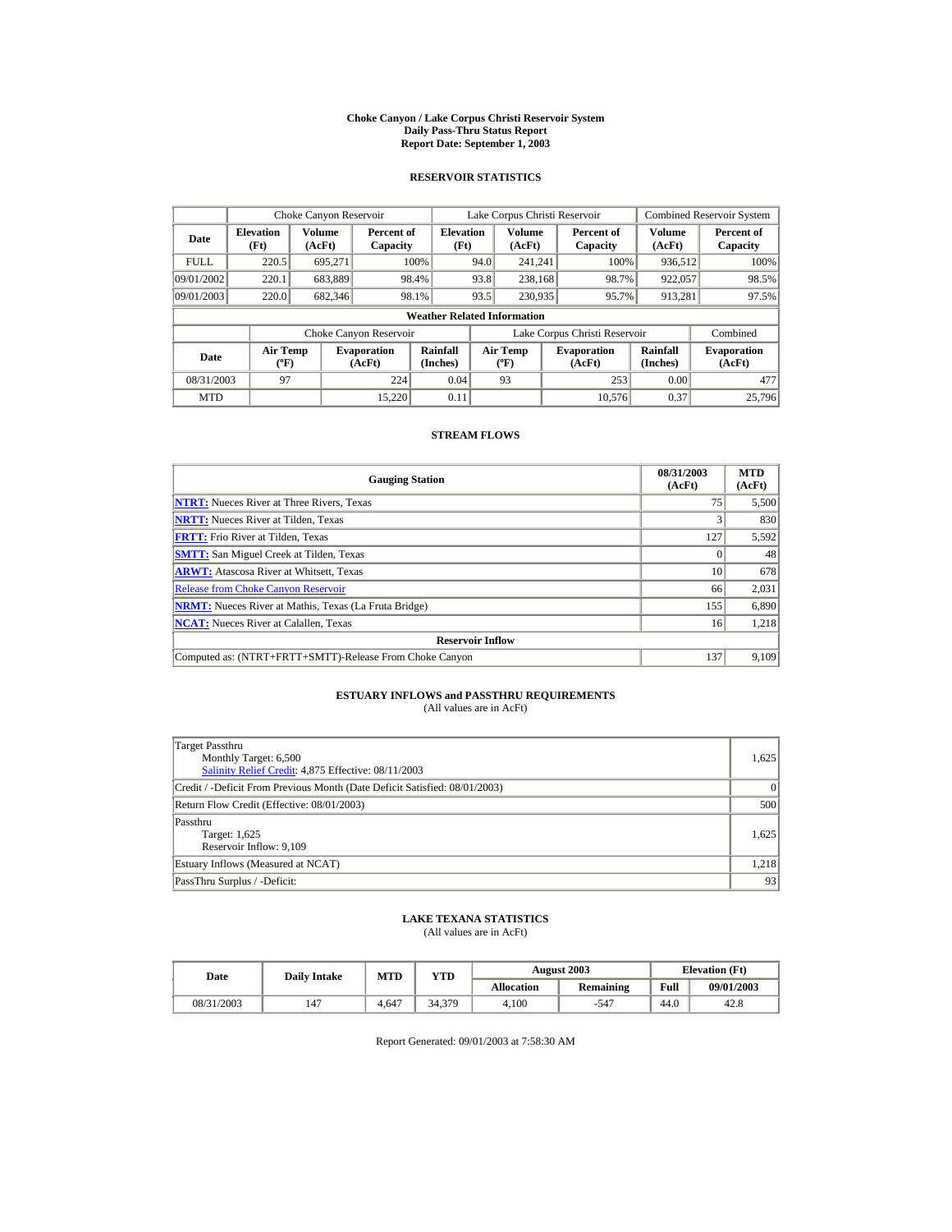# Choke Canyon / Lake Corpus Christi Reservoir System
## Daily Pass-Thru Status Report
## Report Date: September 1, 2003

### RESERVOIR STATISTICS

| Date | Choke Canyon Reservoir | | | Lake Corpus Christi Reservoir | | | Combined Reservoir System | |
|---|---|---|---|---|---|---|---|---|
| | Elevation (Ft) | Volume (AcFt) | Percent of Capacity | Elevation (Ft) | Volume (AcFt) | Percent of Capacity | Volume (AcFt) | Percent of Capacity |
| FULL | 220.5 | 695,271 | 100% | 94.0 | 241,241 | 100% | 936,512 | 100% |
| 09/01/2002 | 220.1 | 683,889 | 98.4% | 93.8 | 238,168 | 98.7% | 922,057 | 98.5% |
| 09/01/2003 | 220.0 | 682,346 | 98.1% | 93.5 | 230,935 | 95.7% | 913,281 | 97.5% |

**Weather Related Information**

| Date | Choke Canyon Reservoir | | | Lake Corpus Christi Reservoir | | | Combined |
|---|---|---|---|---|---|---|---|
| | Air Temp (ºF) | Evaporation (AcFt) | Rainfall (Inches) | Air Temp (ºF) | Evaporation (AcFt) | Rainfall (Inches) | Evaporation (AcFt) |
| 08/31/2003 | 97 | 224 | 0.04 | 93 | 253 | 0.00 | 477 |
| MTD | | 15,220 | 0.11 | | 10,576 | 0.37 | 25,796 |

### STREAM FLOWS

| Gauging Station | 08/31/2003 (AcFt) | MTD (AcFt) |
|---|---|---|
| **NTRT:** Nueces River at Three Rivers, Texas | 75 | 5,500 |
| **NRTT:** Nueces River at Tilden, Texas | 3 | 830 |
| **FRTT:** Frio River at Tilden, Texas | 127 | 5,592 |
| **SMTT:** San Miguel Creek at Tilden, Texas | 0 | 48 |
| **ARWT:** Atascosa River at Whitsett, Texas | 10 | 678 |
| Release from Choke Canyon Reservoir | 66 | 2,031 |
| **NRMT:** Nueces River at Mathis, Texas (La Fruta Bridge) | 155 | 6,890 |
| **NCAT:** Nueces River at Calallen, Texas | 16 | 1,218 |
| **Reservoir Inflow** | | |
| Computed as: (NTRT+FRTT+SMTT)-Release From Choke Canyon | 137 | 9,109 |

### ESTUARY INFLOWS and PASSTHRU REQUIREMENTS
(All values are in AcFt)

| | |
|---|---|
| Target Passthru<br>Monthly Target: 6,500<br>Salinity Relief Credit: 4,875 Effective: 08/11/2003 | 1,625 |
| Credit / -Deficit From Previous Month (Date Deficit Satisfied: 08/01/2003) | 0 |
| Return Flow Credit (Effective: 08/01/2003) | 500 |
| Passthru<br>Target: 1,625<br>Reservoir Inflow: 9,109 | 1,625 |
| Estuary Inflows (Measured at NCAT) | 1,218 |
| PassThru Surplus / -Deficit: | 93 |

### LAKE TEXANA STATISTICS
(All values are in AcFt)

| Date | Daily Intake | MTD | YTD | August 2003 | | Elevation (Ft) | |
|---|---|---|---|---|---|---|---|
| | | | | Allocation | Remaining | Full | 09/01/2003 |
| 08/31/2003 | 147 | 4,647 | 34,379 | 4,100 | -547 | 44.0 | 42.8 |

Report Generated: 09/01/2003 at 7:58:30 AM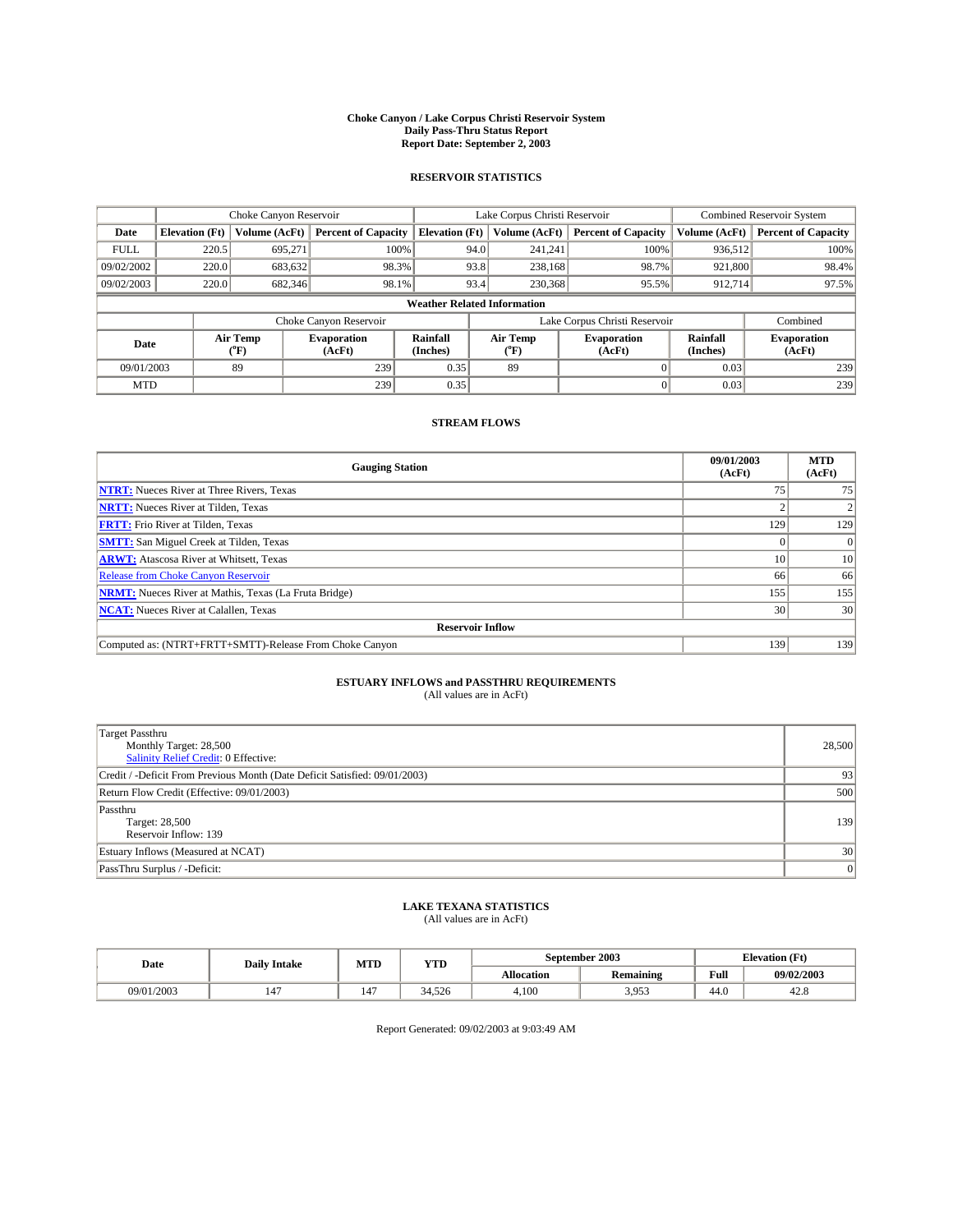# Choke Canyon / Lake Corpus Christi Reservoir System
## Daily Pass-Thru Status Report
## Report Date: September 2, 2003

### RESERVOIR STATISTICS

| | Choke Canyon Reservoir | | | Lake Corpus Christi Reservoir | | | Combined Reservoir System | |
|---|---|---|---|---|---|---|---|---|
| Date | Elevation (Ft) | Volume (AcFt) | Percent of Capacity | Elevation (Ft) | Volume (AcFt) | Percent of Capacity | Volume (AcFt) | Percent of Capacity |
| FULL | 220.5 | 695,271 | 100% | 94.0 | 241,241 | 100% | 936,512 | 100% |
| 09/02/2002 | 220.0 | 683,632 | 98.3% | 93.8 | 238,168 | 98.7% | 921,800 | 98.4% |
| 09/02/2003 | 220.0 | 682,346 | 98.1% | 93.4 | 230,368 | 95.5% | 912,714 | 97.5% |

**Weather Related Information**

| | Choke Canyon Reservoir | | | Lake Corpus Christi Reservoir | | | Combined |
|---|---|---|---|---|---|---|---|
| Date | Air Temp (°F) | Evaporation (AcFt) | Rainfall (Inches) | Air Temp (°F) | Evaporation (AcFt) | Rainfall (Inches) | Evaporation (AcFt) |
| 09/01/2003 | 89 | 239 | 0.35 | 89 | 0 | 0.03 | 239 |
| MTD | | 239 | 0.35 | | 0 | 0.03 | 239 |

### STREAM FLOWS

| Gauging Station | 09/01/2003 (AcFt) | MTD (AcFt) |
|---|---|---|
| **NTRT:** Nueces River at Three Rivers, Texas | 75 | 75 |
| **NRTT:** Nueces River at Tilden, Texas | 2 | 2 |
| **FRTT:** Frio River at Tilden, Texas | 129 | 129 |
| **SMTT:** San Miguel Creek at Tilden, Texas | 0 | 0 |
| **ARWT:** Atascosa River at Whitsett, Texas | 10 | 10 |
| Release from Choke Canyon Reservoir | 66 | 66 |
| **NRMT:** Nueces River at Mathis, Texas (La Fruta Bridge) | 155 | 155 |
| **NCAT:** Nueces River at Calallen, Texas | 30 | 30 |
| **Reservoir Inflow** | | |
| Computed as: (NTRT+FRTT+SMTT)-Release From Choke Canyon | 139 | 139 |

### ESTUARY INFLOWS and PASSTHRU REQUIREMENTS
(All values are in AcFt)

| | |
|---|---|
| Target Passthru<br>Monthly Target: 28,500<br>Salinity Relief Credit: 0 Effective: | 28,500 |
| Credit / -Deficit From Previous Month (Date Deficit Satisfied: 09/01/2003) | 93 |
| Return Flow Credit (Effective: 09/01/2003) | 500 |
| Passthru<br>Target: 28,500<br>Reservoir Inflow: 139 | 139 |
| Estuary Inflows (Measured at NCAT) | 30 |
| PassThru Surplus / -Deficit: | 0 |

### LAKE TEXANA STATISTICS
(All values are in AcFt)

| Date | Daily Intake | MTD | YTD | September 2003 | | Elevation (Ft) | |
|---|---|---|---|---|---|---|---|
| | | | | Allocation | Remaining | Full | 09/02/2003 |
| 09/01/2003 | 147 | 147 | 34,526 | 4,100 | 3,953 | 44.0 | 42.8 |

Report Generated: 09/02/2003 at 9:03:49 AM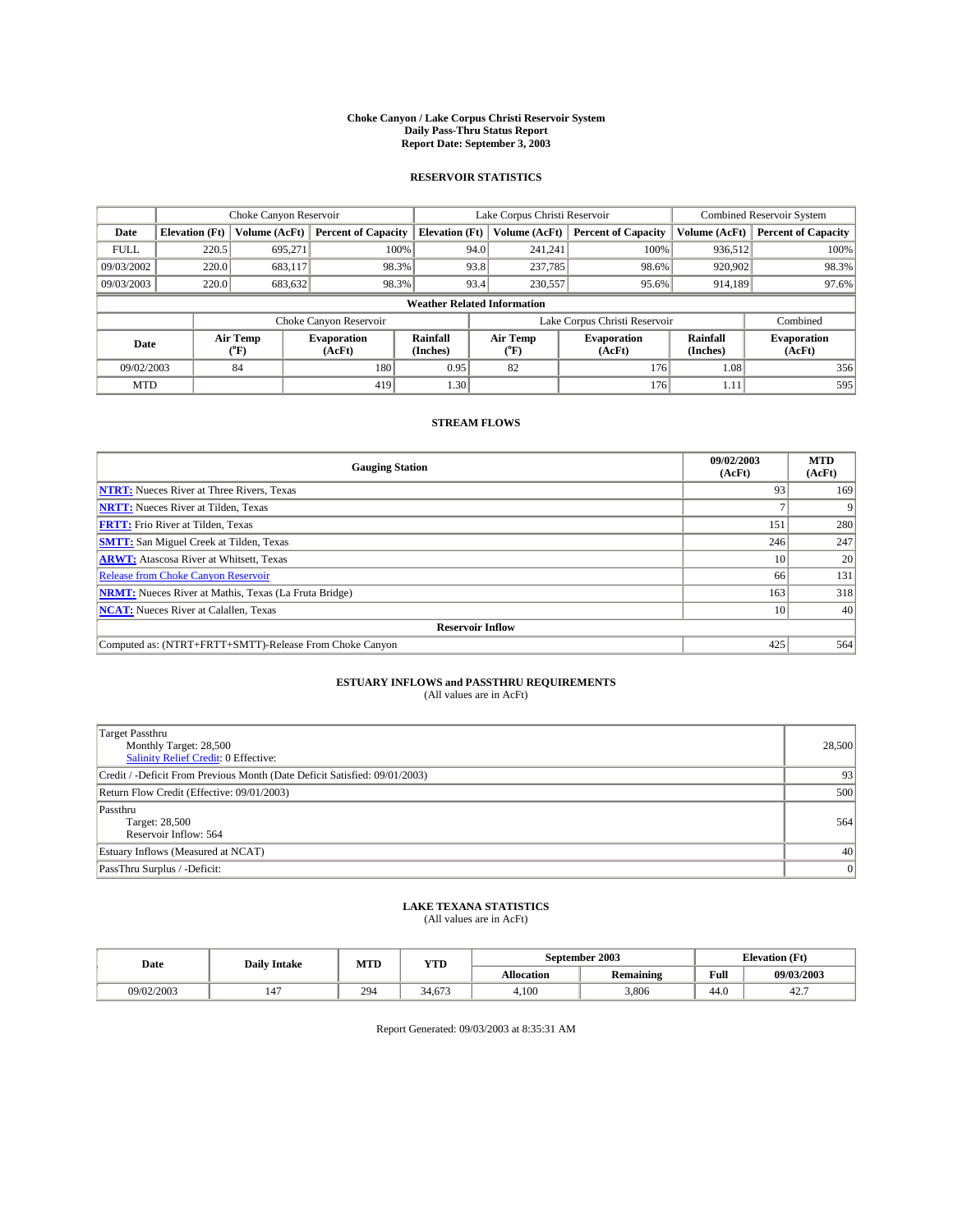# Choke Canyon / Lake Corpus Christi Reservoir System
## Daily Pass-Thru Status Report
### Report Date: September 3, 2003

## RESERVOIR STATISTICS

| | Choke Canyon Reservoir | | | Lake Corpus Christi Reservoir | | | Combined Reservoir System | |
|---|---|---|---|---|---|---|---|---|
| Date | Elevation (Ft) | Volume (AcFt) | Percent of Capacity | Elevation (Ft) | Volume (AcFt) | Percent of Capacity | Volume (AcFt) | Percent of Capacity |
| FULL | 220.5 | 695,271 | 100% | 94.0 | 241,241 | 100% | 936,512 | 100% |
| 09/03/2002 | 220.0 | 683,117 | 98.3% | 93.8 | 237,785 | 98.6% | 920,902 | 98.3% |
| 09/03/2003 | 220.0 | 683,632 | 98.3% | 93.4 | 230,557 | 95.6% | 914,189 | 97.6% |

**Weather Related Information**

| | Choke Canyon Reservoir | | | Lake Corpus Christi Reservoir | | | Combined |
|---|---|---|---|---|---|---|---|
| Date | Air Temp (°F) | Evaporation (AcFt) | Rainfall (Inches) | Air Temp (°F) | Evaporation (AcFt) | Rainfall (Inches) | Evaporation (AcFt) |
| 09/02/2003 | 84 | 180 | 0.95 | 82 | 176 | 1.08 | 356 |
| MTD | | 419 | 1.30 | | 176 | 1.11 | 595 |

## STREAM FLOWS

| Gauging Station | 09/02/2003 (AcFt) | MTD (AcFt) |
|---|---|---|
| NTRT: Nueces River at Three Rivers, Texas | 93 | 169 |
| NRTT: Nueces River at Tilden, Texas | 7 | 9 |
| FRTT: Frio River at Tilden, Texas | 151 | 280 |
| SMTT: San Miguel Creek at Tilden, Texas | 246 | 247 |
| ARWT: Atascosa River at Whitsett, Texas | 10 | 20 |
| Release from Choke Canyon Reservoir | 66 | 131 |
| NRMT: Nueces River at Mathis, Texas (La Fruta Bridge) | 163 | 318 |
| NCAT: Nueces River at Calallen, Texas | 10 | 40 |
| **Reservoir Inflow** | | |
| Computed as: (NTRT+FRTT+SMTT)-Release From Choke Canyon | 425 | 564 |

## ESTUARY INFLOWS and PASSTHRU REQUIREMENTS
(All values are in AcFt)

| | |
|---|---|
| Target Passthru<br>Monthly Target: 28,500<br>Salinity Relief Credit: 0 Effective: | 28,500 |
| Credit / -Deficit From Previous Month (Date Deficit Satisfied: 09/01/2003) | 93 |
| Return Flow Credit (Effective: 09/01/2003) | 500 |
| Passthru<br>Target: 28,500<br>Reservoir Inflow: 564 | 564 |
| Estuary Inflows (Measured at NCAT) | 40 |
| PassThru Surplus / -Deficit: | 0 |

## LAKE TEXANA STATISTICS
(All values are in AcFt)

| Date | Daily Intake | MTD | YTD | September 2003 | | Elevation (Ft) | |
|---|---|---|---|---|---|---|---|
| | | | | Allocation | Remaining | Full | 09/03/2003 |
| 09/02/2003 | 147 | 294 | 34,673 | 4,100 | 3,806 | 44.0 | 42.7 |

Report Generated: 09/03/2003 at 8:35:31 AM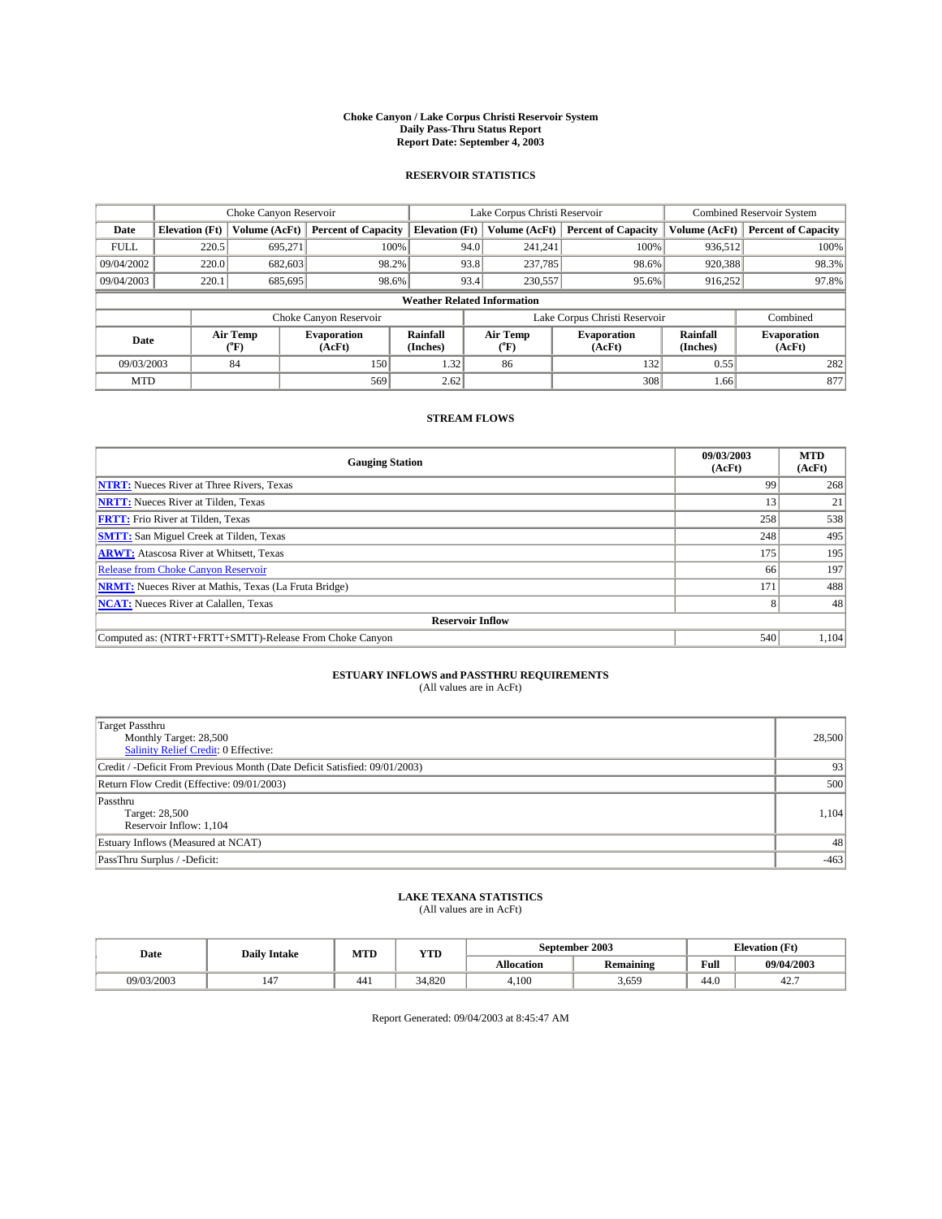# Choke Canyon / Lake Corpus Christi Reservoir System
## Daily Pass-Thru Status Report
### Report Date: September 4, 2003

## RESERVOIR STATISTICS

| | Choke Canyon Reservoir | | | Lake Corpus Christi Reservoir | | | Combined Reservoir System | |
|---|---|---|---|---|---|---|---|---|
| Date | Elevation (Ft) | Volume (AcFt) | Percent of Capacity | Elevation (Ft) | Volume (AcFt) | Percent of Capacity | Volume (AcFt) | Percent of Capacity |
| FULL | 220.5 | 695,271 | 100% | 94.0 | 241,241 | 100% | 936,512 | 100% |
| 09/04/2002 | 220.0 | 682,603 | 98.2% | 93.8 | 237,785 | 98.6% | 920,388 | 98.3% |
| 09/04/2003 | 220.1 | 685,695 | 98.6% | 93.4 | 230,557 | 95.6% | 916,252 | 97.8% |

**Weather Related Information**

| | Choke Canyon Reservoir | | | Lake Corpus Christi Reservoir | | | Combined |
|---|---|---|---|---|---|---|---|
| Date | Air Temp (°F) | Evaporation (AcFt) | Rainfall (Inches) | Air Temp (°F) | Evaporation (AcFt) | Rainfall (Inches) | Evaporation (AcFt) |
| 09/03/2003 | 84 | 150 | 1.32 | 86 | 132 | 0.55 | 282 |
| MTD | | 569 | 2.62 | | 308 | 1.66 | 877 |

## STREAM FLOWS

| Gauging Station | 09/03/2003 (AcFt) | MTD (AcFt) |
|---|---|---|
| NTRT: Nueces River at Three Rivers, Texas | 99 | 268 |
| NRTT: Nueces River at Tilden, Texas | 13 | 21 |
| FRTT: Frio River at Tilden, Texas | 258 | 538 |
| SMTT: San Miguel Creek at Tilden, Texas | 248 | 495 |
| ARWT: Atascosa River at Whitsett, Texas | 175 | 195 |
| Release from Choke Canyon Reservoir | 66 | 197 |
| NRMT: Nueces River at Mathis, Texas (La Fruta Bridge) | 171 | 488 |
| NCAT: Nueces River at Calallen, Texas | 8 | 48 |
| **Reservoir Inflow** | | |
| Computed as: (NTRT+FRTT+SMTT)-Release From Choke Canyon | 540 | 1,104 |

## ESTUARY INFLOWS and PASSTHRU REQUIREMENTS
(All values are in AcFt)

| | |
|---|---|
| Target Passthru<br>Monthly Target: 28,500<br>Salinity Relief Credit: 0 Effective: | 28,500 |
| Credit / -Deficit From Previous Month (Date Deficit Satisfied: 09/01/2003) | 93 |
| Return Flow Credit (Effective: 09/01/2003) | 500 |
| Passthru<br>Target: 28,500<br>Reservoir Inflow: 1,104 | 1,104 |
| Estuary Inflows (Measured at NCAT) | 48 |
| PassThru Surplus / -Deficit: | -463 |

## LAKE TEXANA STATISTICS
(All values are in AcFt)

| Date | Daily Intake | MTD | YTD | September 2003 | | Elevation (Ft) | |
|---|---|---|---|---|---|---|---|
| | | | | Allocation | Remaining | Full | 09/04/2003 |
| 09/03/2003 | 147 | 441 | 34,820 | 4,100 | 3,659 | 44.0 | 42.7 |

Report Generated: 09/04/2003 at 8:45:47 AM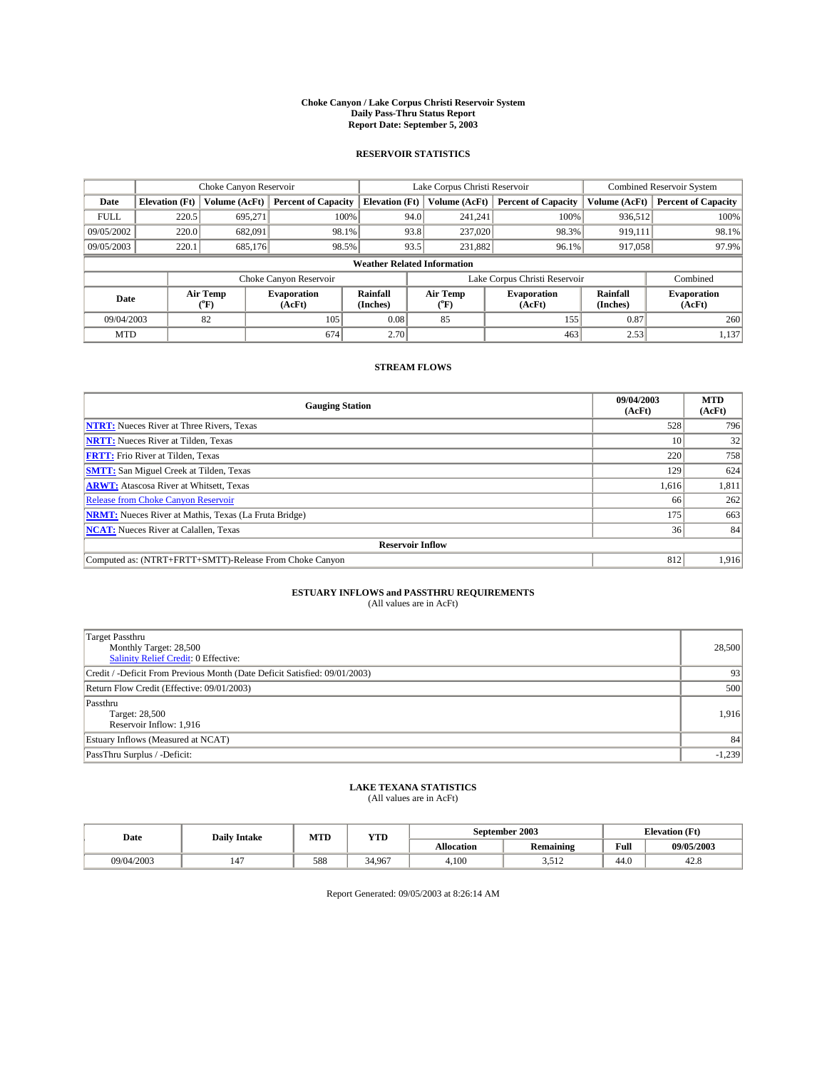# Choke Canyon / Lake Corpus Christi Reservoir System
## Daily Pass-Thru Status Report
### Report Date: September 5, 2003

## RESERVOIR STATISTICS

| | Choke Canyon Reservoir | | | Lake Corpus Christi Reservoir | | | Combined Reservoir System | |
|---|---|---|---|---|---|---|---|---|
| Date | Elevation (Ft) | Volume (AcFt) | Percent of Capacity | Elevation (Ft) | Volume (AcFt) | Percent of Capacity | Volume (AcFt) | Percent of Capacity |
| FULL | 220.5 | 695,271 | 100% | 94.0 | 241,241 | 100% | 936,512 | 100% |
| 09/05/2002 | 220.0 | 682,091 | 98.1% | 93.8 | 237,020 | 98.3% | 919,111 | 98.1% |
| 09/05/2003 | 220.1 | 685,176 | 98.5% | 93.5 | 231,882 | 96.1% | 917,058 | 97.9% |

**Weather Related Information**

| | Choke Canyon Reservoir | | | Lake Corpus Christi Reservoir | | | Combined |
|---|---|---|---|---|---|---|---|
| Date | Air Temp (°F) | Evaporation (AcFt) | Rainfall (Inches) | Air Temp (°F) | Evaporation (AcFt) | Rainfall (Inches) | Evaporation (AcFt) |
| 09/04/2003 | 82 | 105 | 0.08 | 85 | 155 | 0.87 | 260 |
| MTD | | 674 | 2.70 | | 463 | 2.53 | 1,137 |

## STREAM FLOWS

| Gauging Station | 09/04/2003 (AcFt) | MTD (AcFt) |
|---|---|---|
| NTRT: Nueces River at Three Rivers, Texas | 528 | 796 |
| NRTT: Nueces River at Tilden, Texas | 10 | 32 |
| FRTT: Frio River at Tilden, Texas | 220 | 758 |
| SMTT: San Miguel Creek at Tilden, Texas | 129 | 624 |
| ARWT: Atascosa River at Whitsett, Texas | 1,616 | 1,811 |
| Release from Choke Canyon Reservoir | 66 | 262 |
| NRMT: Nueces River at Mathis, Texas (La Fruta Bridge) | 175 | 663 |
| NCAT: Nueces River at Calallen, Texas | 36 | 84 |
| **Reservoir Inflow** | | |
| Computed as: (NTRT+FRTT+SMTT)-Release From Choke Canyon | 812 | 1,916 |

## ESTUARY INFLOWS and PASSTHRU REQUIREMENTS
(All values are in AcFt)

| | |
|---|---|
| Target Passthru<br>Monthly Target: 28,500<br>Salinity Relief Credit: 0 Effective: | 28,500 |
| Credit / -Deficit From Previous Month (Date Deficit Satisfied: 09/01/2003) | 93 |
| Return Flow Credit (Effective: 09/01/2003) | 500 |
| Passthru<br>Target: 28,500<br>Reservoir Inflow: 1,916 | 1,916 |
| Estuary Inflows (Measured at NCAT) | 84 |
| PassThru Surplus / -Deficit: | -1,239 |

## LAKE TEXANA STATISTICS
(All values are in AcFt)

| Date | Daily Intake | MTD | YTD | September 2003 | | Elevation (Ft) | |
|---|---|---|---|---|---|---|---|
| | | | | Allocation | Remaining | Full | 09/05/2003 |
| 09/04/2003 | 147 | 588 | 34,967 | 4,100 | 3,512 | 44.0 | 42.8 |

Report Generated: 09/05/2003 at 8:26:14 AM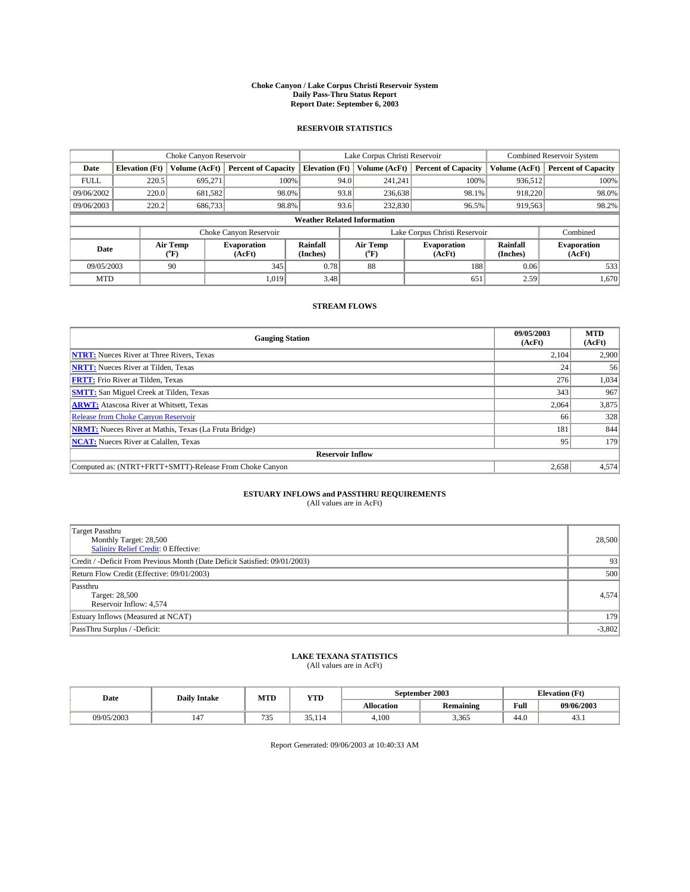# Choke Canyon / Lake Corpus Christi Reservoir System
## Daily Pass-Thru Status Report
### Report Date: September 6, 2003

## RESERVOIR STATISTICS

| | Choke Canyon Reservoir | | | Lake Corpus Christi Reservoir | | | Combined Reservoir System | |
|---|---|---|---|---|---|---|---|---|
| Date | Elevation (Ft) | Volume (AcFt) | Percent of Capacity | Elevation (Ft) | Volume (AcFt) | Percent of Capacity | Volume (AcFt) | Percent of Capacity |
| FULL | 220.5 | 695,271 | 100% | 94.0 | 241,241 | 100% | 936,512 | 100% |
| 09/06/2002 | 220.0 | 681,582 | 98.0% | 93.8 | 236,638 | 98.1% | 918,220 | 98.0% |
| 09/06/2003 | 220.2 | 686,733 | 98.8% | 93.6 | 232,830 | 96.5% | 919,563 | 98.2% |

**Weather Related Information**

| | Choke Canyon Reservoir | | | Lake Corpus Christi Reservoir | | | Combined |
|---|---|---|---|---|---|---|---|
| Date | Air Temp (°F) | Evaporation (AcFt) | Rainfall (Inches) | Air Temp (°F) | Evaporation (AcFt) | Rainfall (Inches) | Evaporation (AcFt) |
| 09/05/2003 | 90 | 345 | 0.78 | 88 | 188 | 0.06 | 533 |
| MTD | | 1,019 | 3.48 | | 651 | 2.59 | 1,670 |

## STREAM FLOWS

| Gauging Station | 09/05/2003 (AcFt) | MTD (AcFt) |
|---|---|---|
| NTRT: Nueces River at Three Rivers, Texas | 2,104 | 2,900 |
| NRTT: Nueces River at Tilden, Texas | 24 | 56 |
| FRTT: Frio River at Tilden, Texas | 276 | 1,034 |
| SMTT: San Miguel Creek at Tilden, Texas | 343 | 967 |
| ARWT: Atascosa River at Whitsett, Texas | 2,064 | 3,875 |
| Release from Choke Canyon Reservoir | 66 | 328 |
| NRMT: Nueces River at Mathis, Texas (La Fruta Bridge) | 181 | 844 |
| NCAT: Nueces River at Calallen, Texas | 95 | 179 |
| **Reservoir Inflow** | | |
| Computed as: (NTRT+FRTT+SMTT)-Release From Choke Canyon | 2,658 | 4,574 |

## ESTUARY INFLOWS and PASSTHRU REQUIREMENTS
(All values are in AcFt)

| | |
|---|---|
| Target Passthru<br>Monthly Target: 28,500<br>Salinity Relief Credit: 0 Effective: | 28,500 |
| Credit / -Deficit From Previous Month (Date Deficit Satisfied: 09/01/2003) | 93 |
| Return Flow Credit (Effective: 09/01/2003) | 500 |
| Passthru<br>Target: 28,500<br>Reservoir Inflow: 4,574 | 4,574 |
| Estuary Inflows (Measured at NCAT) | 179 |
| PassThru Surplus / -Deficit: | -3,802 |

## LAKE TEXANA STATISTICS
(All values are in AcFt)

| Date | Daily Intake | MTD | YTD | September 2003 | | Elevation (Ft) | |
|---|---|---|---|---|---|---|---|
| | | | | Allocation | Remaining | Full | 09/06/2003 |
| 09/05/2003 | 147 | 735 | 35,114 | 4,100 | 3,365 | 44.0 | 43.1 |

Report Generated: 09/06/2003 at 10:40:33 AM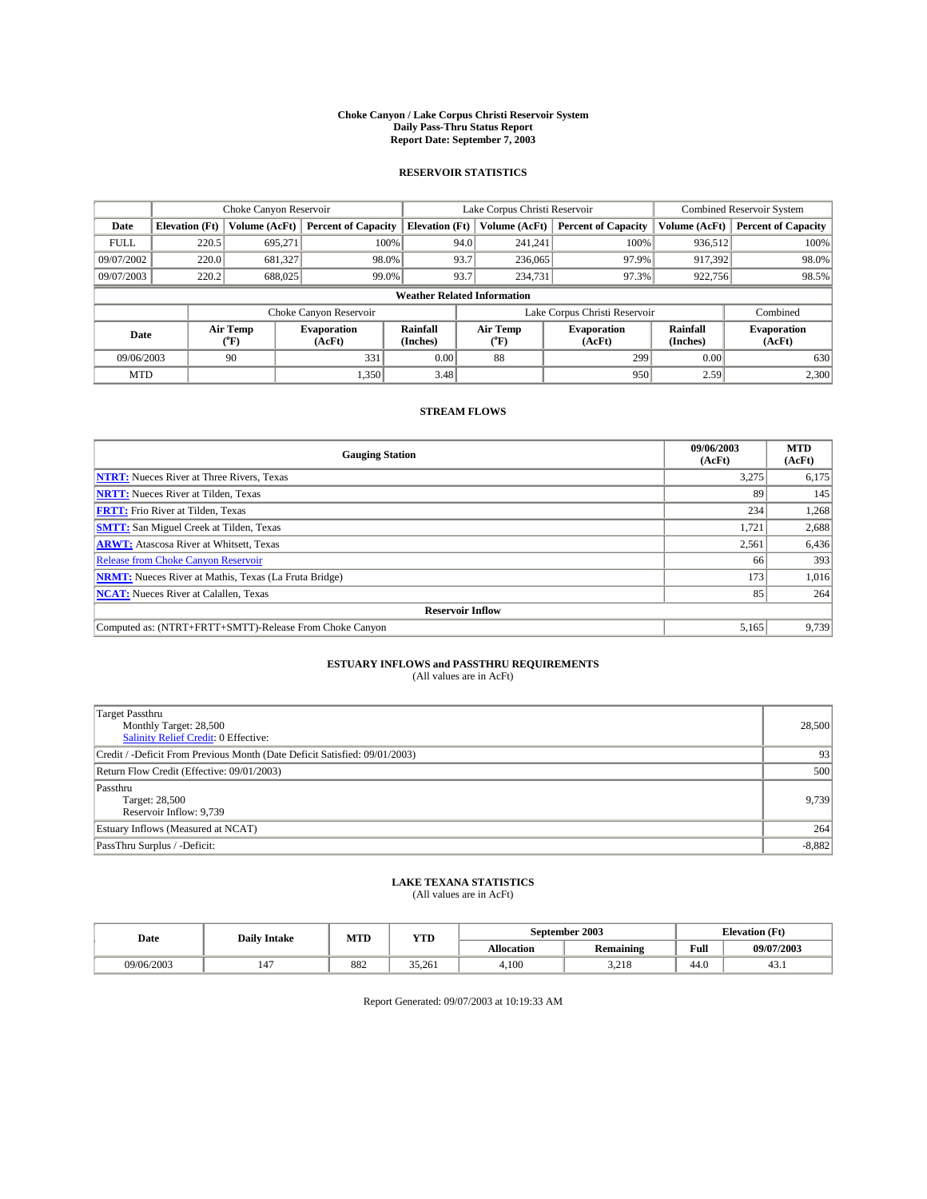# Choke Canyon / Lake Corpus Christi Reservoir System
## Daily Pass-Thru Status Report
### Report Date: September 7, 2003

## RESERVOIR STATISTICS

| | Choke Canyon Reservoir | | | Lake Corpus Christi Reservoir | | | Combined Reservoir System | |
|---|---|---|---|---|---|---|---|---|
| Date | Elevation (Ft) | Volume (AcFt) | Percent of Capacity | Elevation (Ft) | Volume (AcFt) | Percent of Capacity | Volume (AcFt) | Percent of Capacity |
| FULL | 220.5 | 695,271 | 100% | 94.0 | 241,241 | 100% | 936,512 | 100% |
| 09/07/2002 | 220.0 | 681,327 | 98.0% | 93.7 | 236,065 | 97.9% | 917,392 | 98.0% |
| 09/07/2003 | 220.2 | 688,025 | 99.0% | 93.7 | 234,731 | 97.3% | 922,756 | 98.5% |

**Weather Related Information**

| | Choke Canyon Reservoir | | | Lake Corpus Christi Reservoir | | | Combined |
|---|---|---|---|---|---|---|---|
| Date | Air Temp (°F) | Evaporation (AcFt) | Rainfall (Inches) | Air Temp (°F) | Evaporation (AcFt) | Rainfall (Inches) | Evaporation (AcFt) |
| 09/06/2003 | 90 | 331 | 0.00 | 88 | 299 | 0.00 | 630 |
| MTD | | 1,350 | 3.48 | | 950 | 2.59 | 2,300 |

## STREAM FLOWS

| Gauging Station | 09/06/2003 (AcFt) | MTD (AcFt) |
|---|---|---|
| NTRT: Nueces River at Three Rivers, Texas | 3,275 | 6,175 |
| NRTT: Nueces River at Tilden, Texas | 89 | 145 |
| FRTT: Frio River at Tilden, Texas | 234 | 1,268 |
| SMTT: San Miguel Creek at Tilden, Texas | 1,721 | 2,688 |
| ARWT: Atascosa River at Whitsett, Texas | 2,561 | 6,436 |
| Release from Choke Canyon Reservoir | 66 | 393 |
| NRMT: Nueces River at Mathis, Texas (La Fruta Bridge) | 173 | 1,016 |
| NCAT: Nueces River at Calallen, Texas | 85 | 264 |
| **Reservoir Inflow** | | |
| Computed as: (NTRT+FRTT+SMTT)-Release From Choke Canyon | 5,165 | 9,739 |

## ESTUARY INFLOWS and PASSTHRU REQUIREMENTS
(All values are in AcFt)

| | |
|---|---|
| Target Passthru<br>Monthly Target: 28,500<br>Salinity Relief Credit: 0 Effective: | 28,500 |
| Credit / -Deficit From Previous Month (Date Deficit Satisfied: 09/01/2003) | 93 |
| Return Flow Credit (Effective: 09/01/2003) | 500 |
| Passthru<br>Target: 28,500<br>Reservoir Inflow: 9,739 | 9,739 |
| Estuary Inflows (Measured at NCAT) | 264 |
| PassThru Surplus / -Deficit: | -8,882 |

## LAKE TEXANA STATISTICS
(All values are in AcFt)

| Date | Daily Intake | MTD | YTD | September 2003 | | Elevation (Ft) | |
|---|---|---|---|---|---|---|---|
| | | | | Allocation | Remaining | Full | 09/07/2003 |
| 09/06/2003 | 147 | 882 | 35,261 | 4,100 | 3,218 | 44.0 | 43.1 |

Report Generated: 09/07/2003 at 10:19:33 AM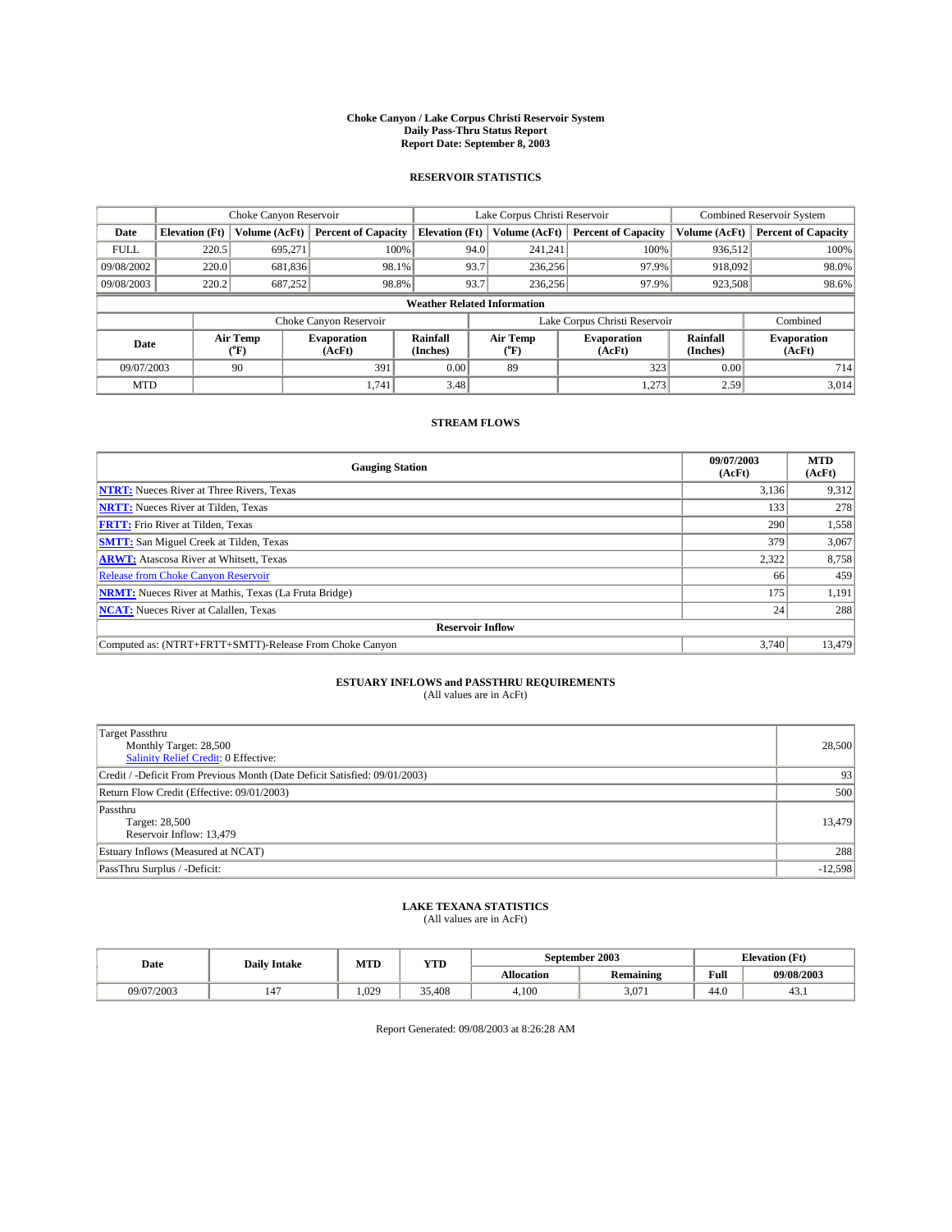# Choke Canyon / Lake Corpus Christi Reservoir System
## Daily Pass-Thru Status Report
### Report Date: September 8, 2003

## RESERVOIR STATISTICS

| | Choke Canyon Reservoir | | | Lake Corpus Christi Reservoir | | | Combined Reservoir System | |
|---|---|---|---|---|---|---|---|---|
| **Date** | **Elevation (Ft)** | **Volume (AcFt)** | **Percent of Capacity** | **Elevation (Ft)** | **Volume (AcFt)** | **Percent of Capacity** | **Volume (AcFt)** | **Percent of Capacity** |
| FULL | 220.5 | 695,271 | 100% | 94.0 | 241,241 | 100% | 936,512 | 100% |
| 09/08/2002 | 220.0 | 681,836 | 98.1% | 93.7 | 236,256 | 97.9% | 918,092 | 98.0% |
| 09/08/2003 | 220.2 | 687,252 | 98.8% | 93.7 | 236,256 | 97.9% | 923,508 | 98.6% |

**Weather Related Information**

| | Choke Canyon Reservoir | | | Lake Corpus Christi Reservoir | | | Combined |
|---|---|---|---|---|---|---|---|
| **Date** | **Air Temp (°F)** | **Evaporation (AcFt)** | **Rainfall (Inches)** | **Air Temp (°F)** | **Evaporation (AcFt)** | **Rainfall (Inches)** | **Evaporation (AcFt)** |
| 09/07/2003 | 90 | 391 | 0.00 | 89 | 323 | 0.00 | 714 |
| MTD | | 1,741 | 3.48 | | 1,273 | 2.59 | 3,014 |

## STREAM FLOWS

| Gauging Station | 09/07/2003 (AcFt) | MTD (AcFt) |
|---|---|---|
| **NTRT:** Nueces River at Three Rivers, Texas | 3,136 | 9,312 |
| **NRTT:** Nueces River at Tilden, Texas | 133 | 278 |
| **FRTT:** Frio River at Tilden, Texas | 290 | 1,558 |
| **SMTT:** San Miguel Creek at Tilden, Texas | 379 | 3,067 |
| **ARWT:** Atascosa River at Whitsett, Texas | 2,322 | 8,758 |
| Release from Choke Canyon Reservoir | 66 | 459 |
| **NRMT:** Nueces River at Mathis, Texas (La Fruta Bridge) | 175 | 1,191 |
| **NCAT:** Nueces River at Calallen, Texas | 24 | 288 |
| **Reservoir Inflow** | | |
| Computed as: (NTRT+FRTT+SMTT)-Release From Choke Canyon | 3,740 | 13,479 |

## ESTUARY INFLOWS and PASSTHRU REQUIREMENTS
(All values are in AcFt)

| | |
|---|---|
| Target Passthru<br>Monthly Target: 28,500<br>Salinity Relief Credit: 0 Effective: | 28,500 |
| Credit / -Deficit From Previous Month (Date Deficit Satisfied: 09/01/2003) | 93 |
| Return Flow Credit (Effective: 09/01/2003) | 500 |
| Passthru<br>Target: 28,500<br>Reservoir Inflow: 13,479 | 13,479 |
| Estuary Inflows (Measured at NCAT) | 288 |
| PassThru Surplus / -Deficit: | -12,598 |

## LAKE TEXANA STATISTICS
(All values are in AcFt)

| Date | Daily Intake | MTD | YTD | September 2003 | | Elevation (Ft) | |
|---|---|---|---|---|---|---|---|
| | | | | **Allocation** | **Remaining** | **Full** | **09/08/2003** |
| 09/07/2003 | 147 | 1,029 | 35,408 | 4,100 | 3,071 | 44.0 | 43.1 |

Report Generated: 09/08/2003 at 8:26:28 AM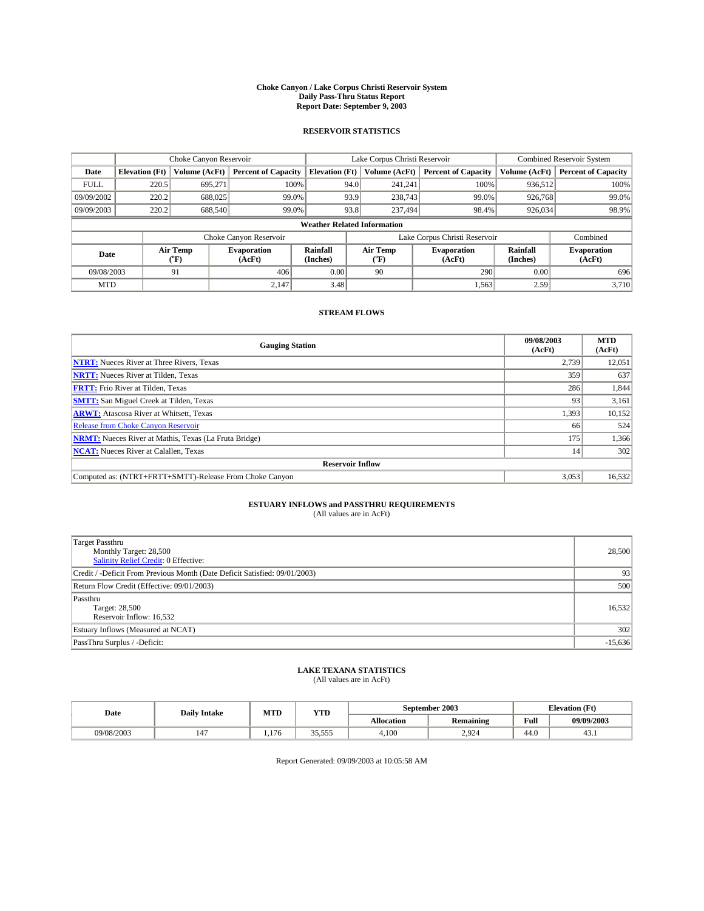# Choke Canyon / Lake Corpus Christi Reservoir System
## Daily Pass-Thru Status Report
## Report Date: September 9, 2003

### RESERVOIR STATISTICS

| | Choke Canyon Reservoir | | | Lake Corpus Christi Reservoir | | | Combined Reservoir System | |
|---|---|---|---|---|---|---|---|---|
| Date | Elevation (Ft) | Volume (AcFt) | Percent of Capacity | Elevation (Ft) | Volume (AcFt) | Percent of Capacity | Volume (AcFt) | Percent of Capacity |
| FULL | 220.5 | 695,271 | 100% | 94.0 | 241,241 | 100% | 936,512 | 100% |
| 09/09/2002 | 220.2 | 688,025 | 99.0% | 93.9 | 238,743 | 99.0% | 926,768 | 99.0% |
| 09/09/2003 | 220.2 | 688,540 | 99.0% | 93.8 | 237,494 | 98.4% | 926,034 | 98.9% |

**Weather Related Information**

| | Choke Canyon Reservoir | | | Lake Corpus Christi Reservoir | | | Combined |
|---|---|---|---|---|---|---|---|
| Date | Air Temp (°F) | Evaporation (AcFt) | Rainfall (Inches) | Air Temp (°F) | Evaporation (AcFt) | Rainfall (Inches) | Evaporation (AcFt) |
| 09/08/2003 | 91 | 406 | 0.00 | 90 | 290 | 0.00 | 696 |
| MTD | | 2,147 | 3.48 | | 1,563 | 2.59 | 3,710 |

### STREAM FLOWS

| Gauging Station | 09/08/2003 (AcFt) | MTD (AcFt) |
|---|---|---|
| NTRT: Nueces River at Three Rivers, Texas | 2,739 | 12,051 |
| NRTT: Nueces River at Tilden, Texas | 359 | 637 |
| FRTT: Frio River at Tilden, Texas | 286 | 1,844 |
| SMTT: San Miguel Creek at Tilden, Texas | 93 | 3,161 |
| ARWT: Atascosa River at Whitsett, Texas | 1,393 | 10,152 |
| Release from Choke Canyon Reservoir | 66 | 524 |
| NRMT: Nueces River at Mathis, Texas (La Fruta Bridge) | 175 | 1,366 |
| NCAT: Nueces River at Calallen, Texas | 14 | 302 |
| **Reservoir Inflow** | | |
| Computed as: (NTRT+FRTT+SMTT)-Release From Choke Canyon | 3,053 | 16,532 |

### ESTUARY INFLOWS and PASSTHRU REQUIREMENTS
(All values are in AcFt)

| | |
|---|---|
| Target Passthru<br>Monthly Target: 28,500<br>Salinity Relief Credit: 0 Effective: | 28,500 |
| Credit / -Deficit From Previous Month (Date Deficit Satisfied: 09/01/2003) | 93 |
| Return Flow Credit (Effective: 09/01/2003) | 500 |
| Passthru<br>Target: 28,500<br>Reservoir Inflow: 16,532 | 16,532 |
| Estuary Inflows (Measured at NCAT) | 302 |
| PassThru Surplus / -Deficit: | -15,636 |

### LAKE TEXANA STATISTICS
(All values are in AcFt)

| Date | Daily Intake | MTD | YTD | September 2003 | | Elevation (Ft) | |
|---|---|---|---|---|---|---|---|
| | | | | Allocation | Remaining | Full | 09/09/2003 |
| 09/08/2003 | 147 | 1,176 | 35,555 | 4,100 | 2,924 | 44.0 | 43.1 |

Report Generated: 09/09/2003 at 10:05:58 AM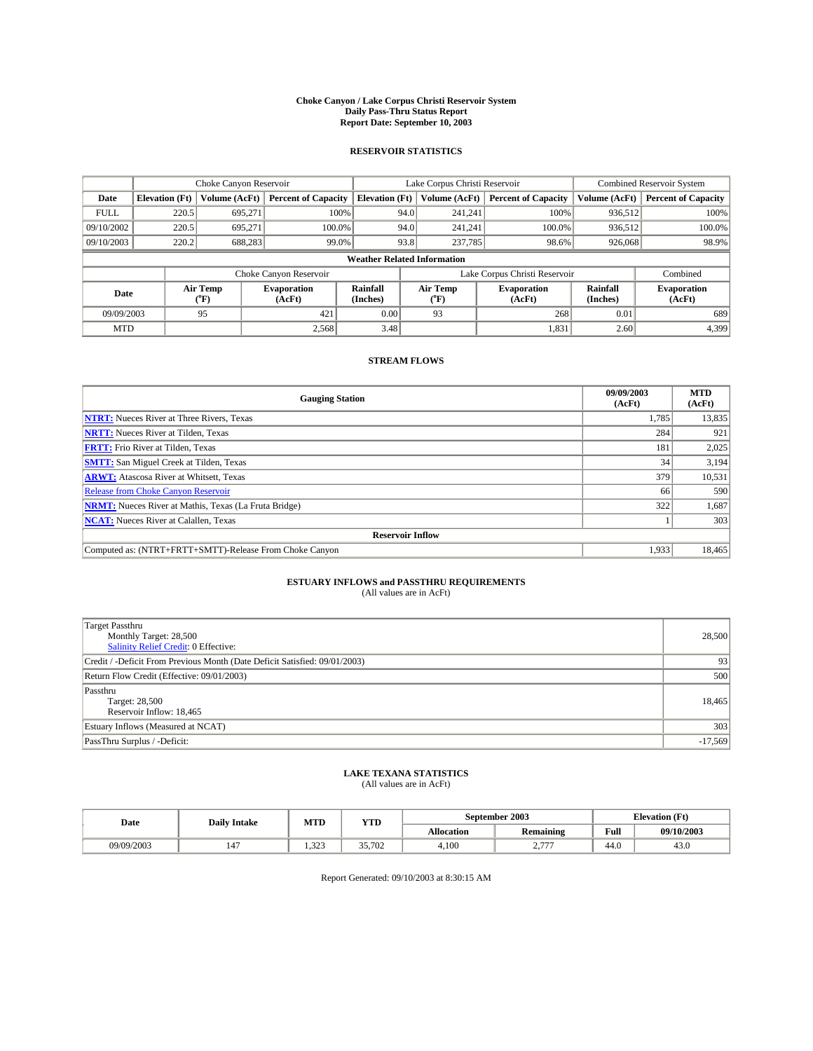# Choke Canyon / Lake Corpus Christi Reservoir System
## Daily Pass-Thru Status Report
### Report Date: September 10, 2003

## RESERVOIR STATISTICS

| | Choke Canyon Reservoir | | | Lake Corpus Christi Reservoir | | | Combined Reservoir System | |
|---|---|---|---|---|---|---|---|---|
| Date | Elevation (Ft) | Volume (AcFt) | Percent of Capacity | Elevation (Ft) | Volume (AcFt) | Percent of Capacity | Volume (AcFt) | Percent of Capacity |
| FULL | 220.5 | 695,271 | 100% | 94.0 | 241,241 | 100% | 936,512 | 100% |
| 09/10/2002 | 220.5 | 695,271 | 100.0% | 94.0 | 241,241 | 100.0% | 936,512 | 100.0% |
| 09/10/2003 | 220.2 | 688,283 | 99.0% | 93.8 | 237,785 | 98.6% | 926,068 | 98.9% |

**Weather Related Information**

| | Choke Canyon Reservoir | | | Lake Corpus Christi Reservoir | | | Combined |
|---|---|---|---|---|---|---|---|
| Date | Air Temp (°F) | Evaporation (AcFt) | Rainfall (Inches) | Air Temp (°F) | Evaporation (AcFt) | Rainfall (Inches) | Evaporation (AcFt) |
| 09/09/2003 | 95 | 421 | 0.00 | 93 | 268 | 0.01 | 689 |
| MTD | | 2,568 | 3.48 | | 1,831 | 2.60 | 4,399 |

## STREAM FLOWS

| Gauging Station | 09/09/2003 (AcFt) | MTD (AcFt) |
|---|---|---|
| NTRT: Nueces River at Three Rivers, Texas | 1,785 | 13,835 |
| NRTT: Nueces River at Tilden, Texas | 284 | 921 |
| FRTT: Frio River at Tilden, Texas | 181 | 2,025 |
| SMTT: San Miguel Creek at Tilden, Texas | 34 | 3,194 |
| ARWT: Atascosa River at Whitsett, Texas | 379 | 10,531 |
| Release from Choke Canyon Reservoir | 66 | 590 |
| NRMT: Nueces River at Mathis, Texas (La Fruta Bridge) | 322 | 1,687 |
| NCAT: Nueces River at Calallen, Texas | 1 | 303 |
| **Reservoir Inflow** | | |
| Computed as: (NTRT+FRTT+SMTT)-Release From Choke Canyon | 1,933 | 18,465 |

## ESTUARY INFLOWS and PASSTHRU REQUIREMENTS
(All values are in AcFt)

| | |
|---|---|
| Target Passthru<br>Monthly Target: 28,500<br>Salinity Relief Credit: 0 Effective: | 28,500 |
| Credit / -Deficit From Previous Month (Date Deficit Satisfied: 09/01/2003) | 93 |
| Return Flow Credit (Effective: 09/01/2003) | 500 |
| Passthru<br>Target: 28,500<br>Reservoir Inflow: 18,465 | 18,465 |
| Estuary Inflows (Measured at NCAT) | 303 |
| PassThru Surplus / -Deficit: | -17,569 |

## LAKE TEXANA STATISTICS
(All values are in AcFt)

| Date | Daily Intake | MTD | YTD | September 2003 | | Elevation (Ft) | |
|---|---|---|---|---|---|---|---|
| | | | | Allocation | Remaining | Full | 09/10/2003 |
| 09/09/2003 | 147 | 1,323 | 35,702 | 4,100 | 2,777 | 44.0 | 43.0 |

Report Generated: 09/10/2003 at 8:30:15 AM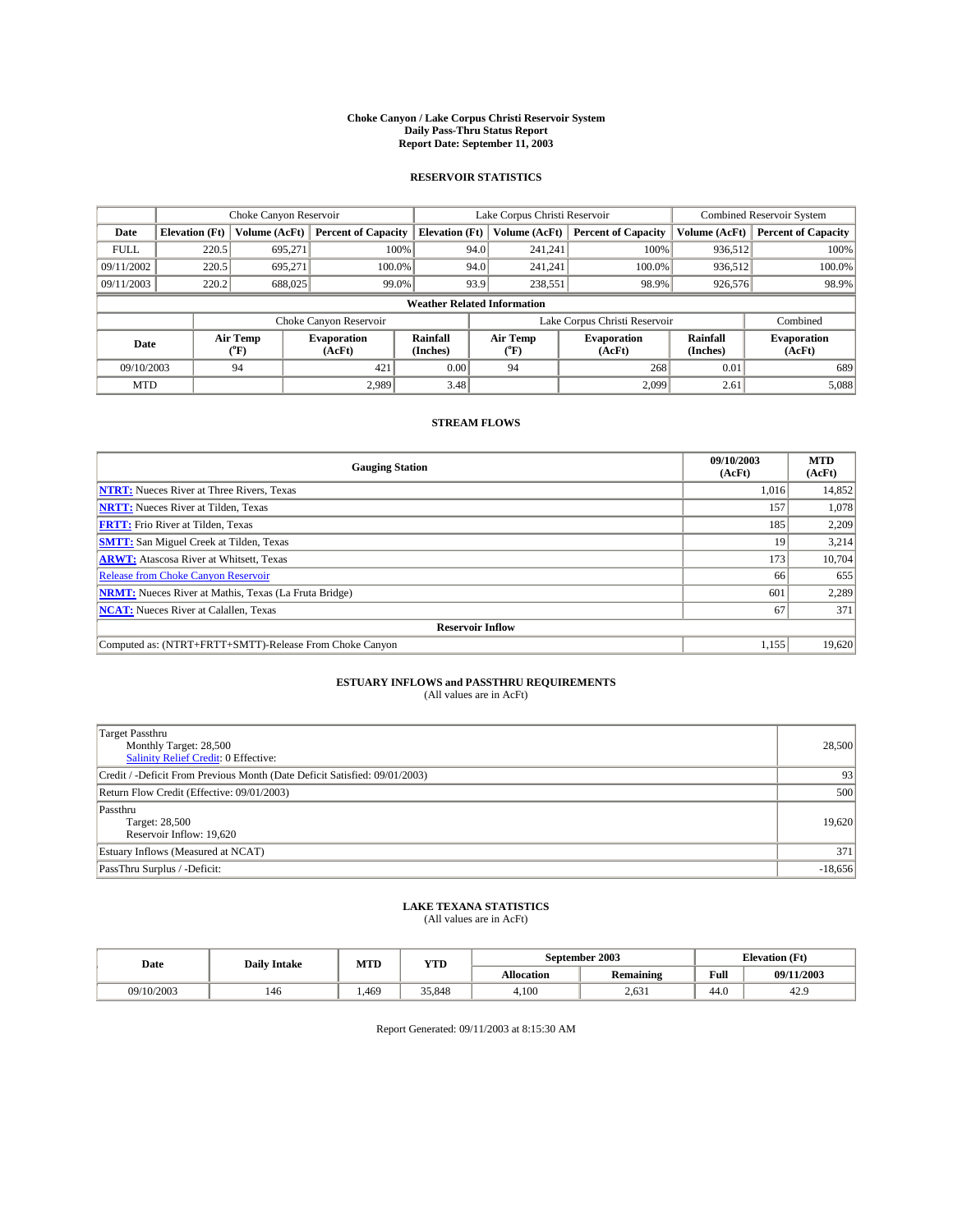# Choke Canyon / Lake Corpus Christi Reservoir System
## Daily Pass-Thru Status Report
## Report Date: September 11, 2003

### RESERVOIR STATISTICS

| | Choke Canyon Reservoir | | | Lake Corpus Christi Reservoir | | | Combined Reservoir System | |
|---|---|---|---|---|---|---|---|---|
| Date | Elevation (Ft) | Volume (AcFt) | Percent of Capacity | Elevation (Ft) | Volume (AcFt) | Percent of Capacity | Volume (AcFt) | Percent of Capacity |
| FULL | 220.5 | 695,271 | 100% | 94.0 | 241,241 | 100% | 936,512 | 100% |
| 09/11/2002 | 220.5 | 695,271 | 100.0% | 94.0 | 241,241 | 100.0% | 936,512 | 100.0% |
| 09/11/2003 | 220.2 | 688,025 | 99.0% | 93.9 | 238,551 | 98.9% | 926,576 | 98.9% |

**Weather Related Information**

| | Choke Canyon Reservoir | | | Lake Corpus Christi Reservoir | | | Combined |
|---|---|---|---|---|---|---|---|
| Date | Air Temp (°F) | Evaporation (AcFt) | Rainfall (Inches) | Air Temp (°F) | Evaporation (AcFt) | Rainfall (Inches) | Evaporation (AcFt) |
| 09/10/2003 | 94 | 421 | 0.00 | 94 | 268 | 0.01 | 689 |
| MTD | | 2,989 | 3.48 | | 2,099 | 2.61 | 5,088 |

### STREAM FLOWS

| Gauging Station | 09/10/2003 (AcFt) | MTD (AcFt) |
|---|---|---|
| NTRT: Nueces River at Three Rivers, Texas | 1,016 | 14,852 |
| NRTT: Nueces River at Tilden, Texas | 157 | 1,078 |
| FRTT: Frio River at Tilden, Texas | 185 | 2,209 |
| SMTT: San Miguel Creek at Tilden, Texas | 19 | 3,214 |
| ARWT: Atascosa River at Whitsett, Texas | 173 | 10,704 |
| Release from Choke Canyon Reservoir | 66 | 655 |
| NRMT: Nueces River at Mathis, Texas (La Fruta Bridge) | 601 | 2,289 |
| NCAT: Nueces River at Calallen, Texas | 67 | 371 |
| **Reservoir Inflow** | | |
| Computed as: (NTRT+FRTT+SMTT)-Release From Choke Canyon | 1,155 | 19,620 |

### ESTUARY INFLOWS and PASSTHRU REQUIREMENTS
(All values are in AcFt)

| | |
|---|---|
| Target Passthru<br>Monthly Target: 28,500<br>Salinity Relief Credit: 0 Effective: | 28,500 |
| Credit / -Deficit From Previous Month (Date Deficit Satisfied: 09/01/2003) | 93 |
| Return Flow Credit (Effective: 09/01/2003) | 500 |
| Passthru<br>Target: 28,500<br>Reservoir Inflow: 19,620 | 19,620 |
| Estuary Inflows (Measured at NCAT) | 371 |
| PassThru Surplus / -Deficit: | -18,656 |

### LAKE TEXANA STATISTICS
(All values are in AcFt)

| Date | Daily Intake | MTD | YTD | September 2003 | | Elevation (Ft) | |
|---|---|---|---|---|---|---|---|
| | | | | Allocation | Remaining | Full | 09/11/2003 |
| 09/10/2003 | 146 | 1,469 | 35,848 | 4,100 | 2,631 | 44.0 | 42.9 |

Report Generated: 09/11/2003 at 8:15:30 AM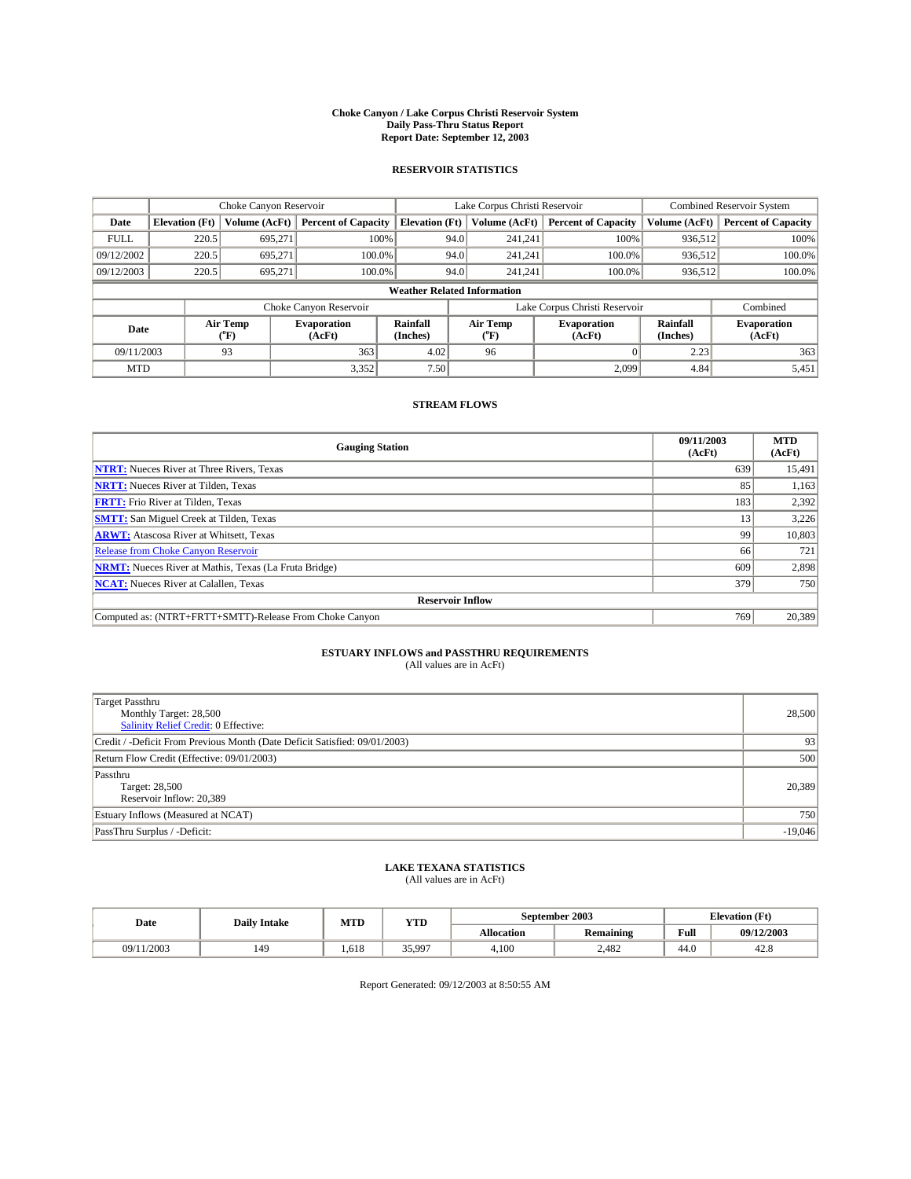**Choke Canyon / Lake Corpus Christi Reservoir System**
**Daily Pass-Thru Status Report**
**Report Date: September 12, 2003**

## RESERVOIR STATISTICS

| | Choke Canyon Reservoir | | | Lake Corpus Christi Reservoir | | | Combined Reservoir System | |
|---|---|---|---|---|---|---|---|---|
| Date | Elevation (Ft) | Volume (AcFt) | Percent of Capacity | Elevation (Ft) | Volume (AcFt) | Percent of Capacity | Volume (AcFt) | Percent of Capacity |
| FULL | 220.5 | 695,271 | 100% | 94.0 | 241,241 | 100% | 936,512 | 100% |
| 09/12/2002 | 220.5 | 695,271 | 100.0% | 94.0 | 241,241 | 100.0% | 936,512 | 100.0% |
| 09/12/2003 | 220.5 | 695,271 | 100.0% | 94.0 | 241,241 | 100.0% | 936,512 | 100.0% |

**Weather Related Information**

| | Choke Canyon Reservoir | | | Lake Corpus Christi Reservoir | | | Combined |
|---|---|---|---|---|---|---|---|
| Date | Air Temp (°F) | Evaporation (AcFt) | Rainfall (Inches) | Air Temp (°F) | Evaporation (AcFt) | Rainfall (Inches) | Evaporation (AcFt) |
| 09/11/2003 | 93 | 363 | 4.02 | 96 | 0 | 2.23 | 363 |
| MTD | | 3,352 | 7.50 | | 2,099 | 4.84 | 5,451 |

## STREAM FLOWS

| Gauging Station | 09/11/2003 (AcFt) | MTD (AcFt) |
|---|---|---|
| NTRT: Nueces River at Three Rivers, Texas | 639 | 15,491 |
| NRTT: Nueces River at Tilden, Texas | 85 | 1,163 |
| FRTT: Frio River at Tilden, Texas | 183 | 2,392 |
| SMTT: San Miguel Creek at Tilden, Texas | 13 | 3,226 |
| ARWT: Atascosa River at Whitsett, Texas | 99 | 10,803 |
| Release from Choke Canyon Reservoir | 66 | 721 |
| NRMT: Nueces River at Mathis, Texas (La Fruta Bridge) | 609 | 2,898 |
| NCAT: Nueces River at Calallen, Texas | 379 | 750 |
| **Reservoir Inflow** | | |
| Computed as: (NTRT+FRTT+SMTT)-Release From Choke Canyon | 769 | 20,389 |

## ESTUARY INFLOWS and PASSTHRU REQUIREMENTS

(All values are in AcFt)

| | |
|---|---|
| Target Passthru<br>Monthly Target: 28,500<br>Salinity Relief Credit: 0 Effective: | 28,500 |
| Credit / -Deficit From Previous Month (Date Deficit Satisfied: 09/01/2003) | 93 |
| Return Flow Credit (Effective: 09/01/2003) | 500 |
| Passthru<br>Target: 28,500<br>Reservoir Inflow: 20,389 | 20,389 |
| Estuary Inflows (Measured at NCAT) | 750 |
| PassThru Surplus / -Deficit: | -19,046 |

## LAKE TEXANA STATISTICS

(All values are in AcFt)

| Date | Daily Intake | MTD | YTD | September 2003 | | Elevation (Ft) | |
|---|---|---|---|---|---|---|---|
| | | | | Allocation | Remaining | Full | 09/12/2003 |
| 09/11/2003 | 149 | 1,618 | 35,997 | 4,100 | 2,482 | 44.0 | 42.8 |

Report Generated: 09/12/2003 at 8:50:55 AM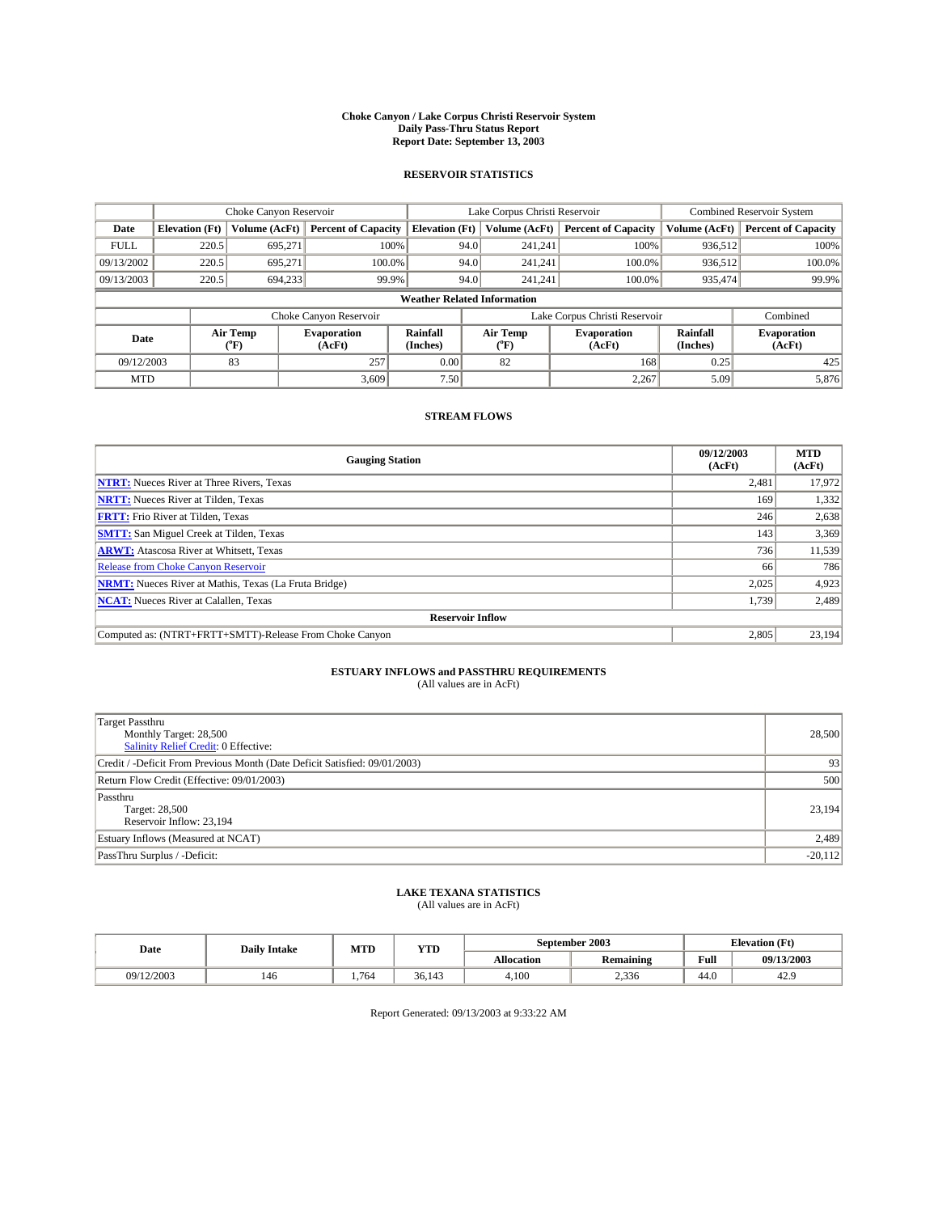# Choke Canyon / Lake Corpus Christi Reservoir System
## Daily Pass-Thru Status Report
### Report Date: September 13, 2003

## RESERVOIR STATISTICS

| | Choke Canyon Reservoir | | | Lake Corpus Christi Reservoir | | | Combined Reservoir System | |
|---|---|---|---|---|---|---|---|---|
| Date | Elevation (Ft) | Volume (AcFt) | Percent of Capacity | Elevation (Ft) | Volume (AcFt) | Percent of Capacity | Volume (AcFt) | Percent of Capacity |
| FULL | 220.5 | 695,271 | 100% | 94.0 | 241,241 | 100% | 936,512 | 100% |
| 09/13/2002 | 220.5 | 695,271 | 100.0% | 94.0 | 241,241 | 100.0% | 936,512 | 100.0% |
| 09/13/2003 | 220.5 | 694,233 | 99.9% | 94.0 | 241,241 | 100.0% | 935,474 | 99.9% |

**Weather Related Information**

| | Choke Canyon Reservoir | | | Lake Corpus Christi Reservoir | | | Combined |
|---|---|---|---|---|---|---|---|
| Date | Air Temp (°F) | Evaporation (AcFt) | Rainfall (Inches) | Air Temp (°F) | Evaporation (AcFt) | Rainfall (Inches) | Evaporation (AcFt) |
| 09/12/2003 | 83 | 257 | 0.00 | 82 | 168 | 0.25 | 425 |
| MTD | | 3,609 | 7.50 | | 2,267 | 5.09 | 5,876 |

## STREAM FLOWS

| Gauging Station | 09/12/2003 (AcFt) | MTD (AcFt) |
|---|---|---|
| **NTRT:** Nueces River at Three Rivers, Texas | 2,481 | 17,972 |
| **NRTT:** Nueces River at Tilden, Texas | 169 | 1,332 |
| **FRTT:** Frio River at Tilden, Texas | 246 | 2,638 |
| **SMTT:** San Miguel Creek at Tilden, Texas | 143 | 3,369 |
| **ARWT:** Atascosa River at Whitsett, Texas | 736 | 11,539 |
| Release from Choke Canyon Reservoir | 66 | 786 |
| **NRMT:** Nueces River at Mathis, Texas (La Fruta Bridge) | 2,025 | 4,923 |
| **NCAT:** Nueces River at Calallen, Texas | 1,739 | 2,489 |
| **Reservoir Inflow** | | |
| Computed as: (NTRT+FRTT+SMTT)-Release From Choke Canyon | 2,805 | 23,194 |

## ESTUARY INFLOWS and PASSTHRU REQUIREMENTS
(All values are in AcFt)

| | |
|---|---|
| Target Passthru<br>Monthly Target: 28,500<br>Salinity Relief Credit: 0 Effective: | 28,500 |
| Credit / -Deficit From Previous Month (Date Deficit Satisfied: 09/01/2003) | 93 |
| Return Flow Credit (Effective: 09/01/2003) | 500 |
| Passthru<br>Target: 28,500<br>Reservoir Inflow: 23,194 | 23,194 |
| Estuary Inflows (Measured at NCAT) | 2,489 |
| PassThru Surplus / -Deficit: | -20,112 |

## LAKE TEXANA STATISTICS
(All values are in AcFt)

| Date | Daily Intake | MTD | YTD | September 2003 | | Elevation (Ft) | |
|---|---|---|---|---|---|---|---|
| | | | | Allocation | Remaining | Full | 09/13/2003 |
| 09/12/2003 | 146 | 1,764 | 36,143 | 4,100 | 2,336 | 44.0 | 42.9 |

Report Generated: 09/13/2003 at 9:33:22 AM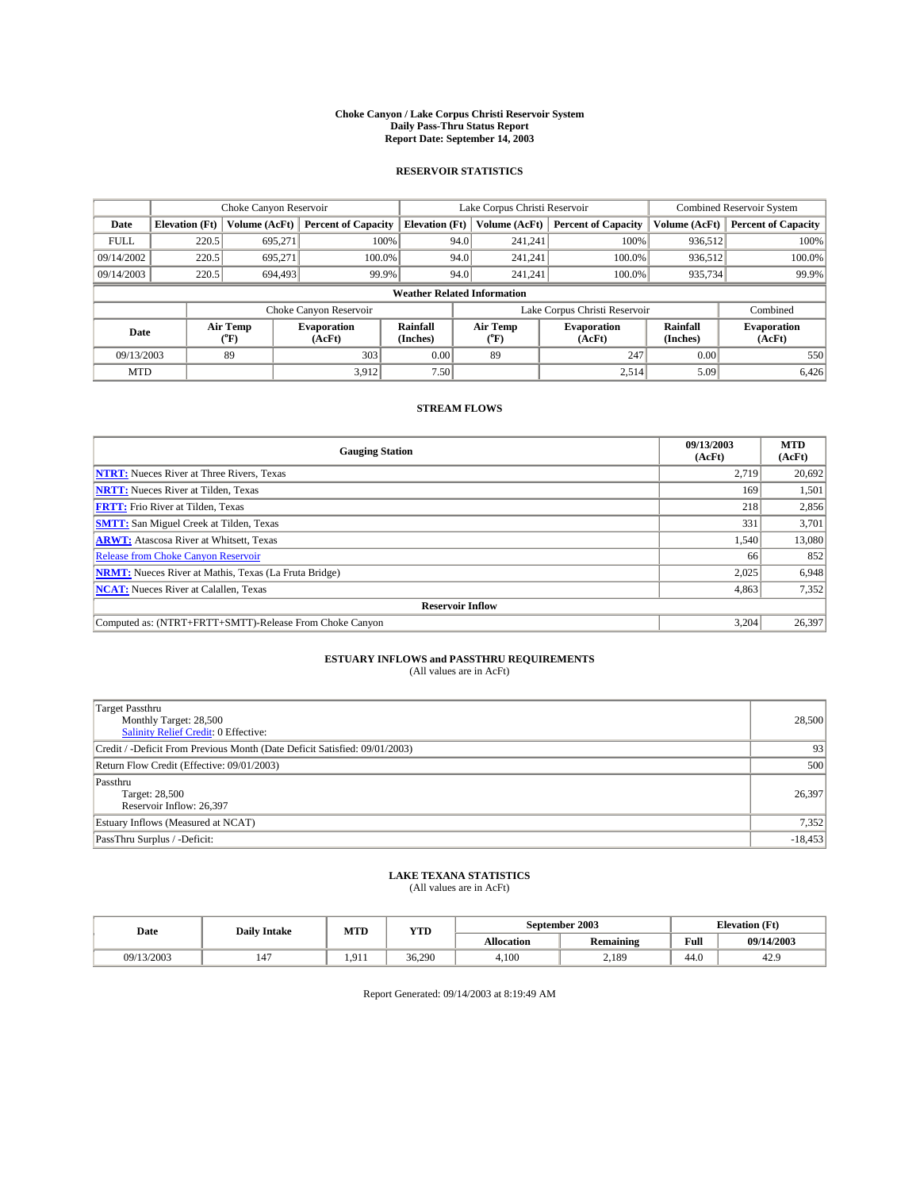# Choke Canyon / Lake Corpus Christi Reservoir System
## Daily Pass-Thru Status Report
### Report Date: September 14, 2003

## RESERVOIR STATISTICS

| | Choke Canyon Reservoir | | | Lake Corpus Christi Reservoir | | | Combined Reservoir System | |
|---|---|---|---|---|---|---|---|---|
| Date | Elevation (Ft) | Volume (AcFt) | Percent of Capacity | Elevation (Ft) | Volume (AcFt) | Percent of Capacity | Volume (AcFt) | Percent of Capacity |
| FULL | 220.5 | 695,271 | 100% | 94.0 | 241,241 | 100% | 936,512 | 100% |
| 09/14/2002 | 220.5 | 695,271 | 100.0% | 94.0 | 241,241 | 100.0% | 936,512 | 100.0% |
| 09/14/2003 | 220.5 | 694,493 | 99.9% | 94.0 | 241,241 | 100.0% | 935,734 | 99.9% |

**Weather Related Information**

| | Choke Canyon Reservoir | | | Lake Corpus Christi Reservoir | | | Combined |
|---|---|---|---|---|---|---|---|
| Date | Air Temp (°F) | Evaporation (AcFt) | Rainfall (Inches) | Air Temp (°F) | Evaporation (AcFt) | Rainfall (Inches) | Evaporation (AcFt) |
| 09/13/2003 | 89 | 303 | 0.00 | 89 | 247 | 0.00 | 550 |
| MTD | | 3,912 | 7.50 | | 2,514 | 5.09 | 6,426 |

## STREAM FLOWS

| Gauging Station | 09/13/2003 (AcFt) | MTD (AcFt) |
|---|---|---|
| NTRT: Nueces River at Three Rivers, Texas | 2,719 | 20,692 |
| NRTT: Nueces River at Tilden, Texas | 169 | 1,501 |
| FRTT: Frio River at Tilden, Texas | 218 | 2,856 |
| SMTT: San Miguel Creek at Tilden, Texas | 331 | 3,701 |
| ARWT: Atascosa River at Whitsett, Texas | 1,540 | 13,080 |
| Release from Choke Canyon Reservoir | 66 | 852 |
| NRMT: Nueces River at Mathis, Texas (La Fruta Bridge) | 2,025 | 6,948 |
| NCAT: Nueces River at Calallen, Texas | 4,863 | 7,352 |
| **Reservoir Inflow** | | |
| Computed as: (NTRT+FRTT+SMTT)-Release From Choke Canyon | 3,204 | 26,397 |

## ESTUARY INFLOWS and PASSTHRU REQUIREMENTS
(All values are in AcFt)

| | |
|---|---|
| Target Passthru<br>Monthly Target: 28,500<br>Salinity Relief Credit: 0 Effective: | 28,500 |
| Credit / -Deficit From Previous Month (Date Deficit Satisfied: 09/01/2003) | 93 |
| Return Flow Credit (Effective: 09/01/2003) | 500 |
| Passthru<br>Target: 28,500<br>Reservoir Inflow: 26,397 | 26,397 |
| Estuary Inflows (Measured at NCAT) | 7,352 |
| PassThru Surplus / -Deficit: | -18,453 |

## LAKE TEXANA STATISTICS
(All values are in AcFt)

| Date | Daily Intake | MTD | YTD | September 2003 | | Elevation (Ft) | |
|---|---|---|---|---|---|---|---|
| | | | | Allocation | Remaining | Full | 09/14/2003 |
| 09/13/2003 | 147 | 1,911 | 36,290 | 4,100 | 2,189 | 44.0 | 42.9 |

Report Generated: 09/14/2003 at 8:19:49 AM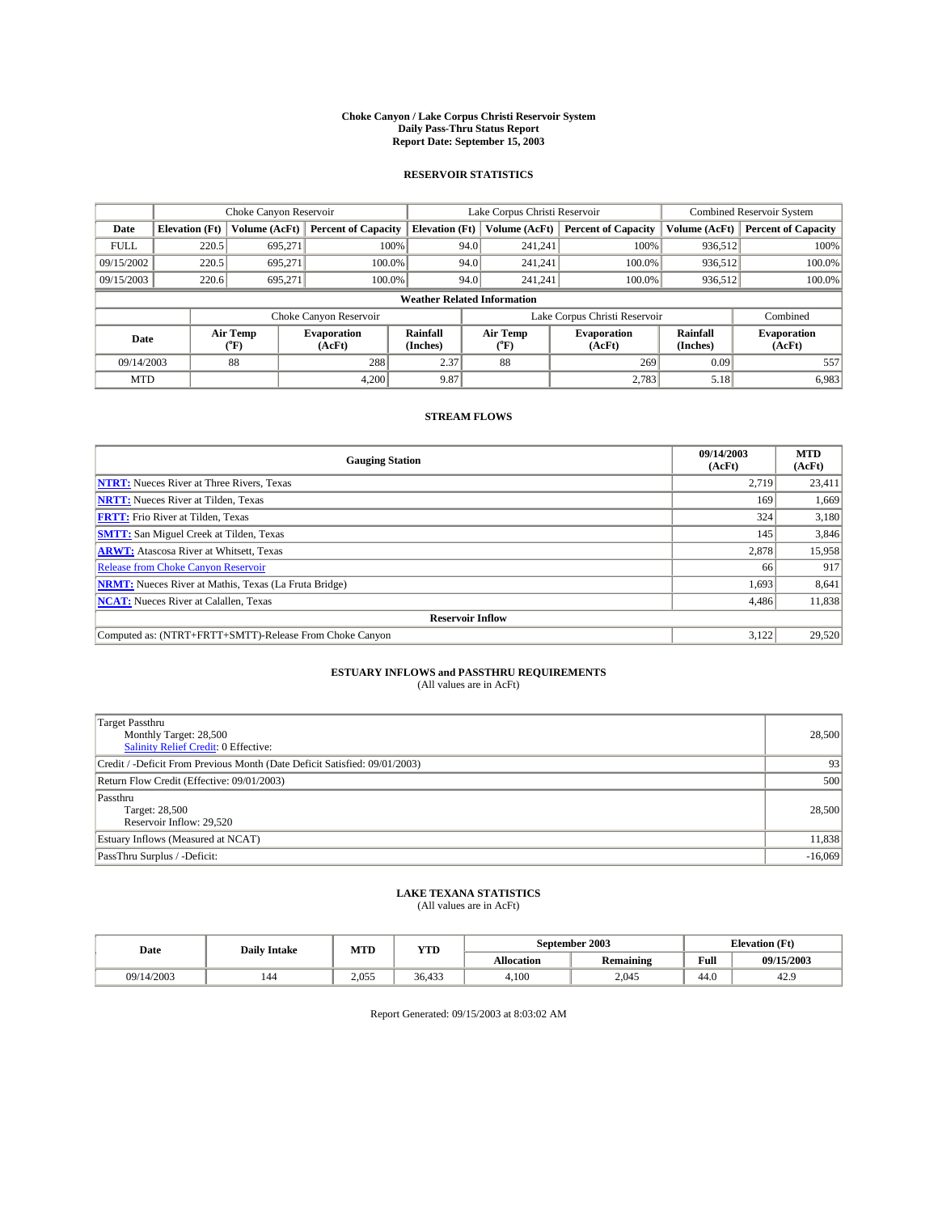# Choke Canyon / Lake Corpus Christi Reservoir System
## Daily Pass-Thru Status Report
### Report Date: September 15, 2003

## RESERVOIR STATISTICS

| | Choke Canyon Reservoir | | | Lake Corpus Christi Reservoir | | | Combined Reservoir System | |
|---|---|---|---|---|---|---|---|---|
| Date | Elevation (Ft) | Volume (AcFt) | Percent of Capacity | Elevation (Ft) | Volume (AcFt) | Percent of Capacity | Volume (AcFt) | Percent of Capacity |
| FULL | 220.5 | 695,271 | 100% | 94.0 | 241,241 | 100% | 936,512 | 100% |
| 09/15/2002 | 220.5 | 695,271 | 100.0% | 94.0 | 241,241 | 100.0% | 936,512 | 100.0% |
| 09/15/2003 | 220.6 | 695,271 | 100.0% | 94.0 | 241,241 | 100.0% | 936,512 | 100.0% |

**Weather Related Information**

| | Choke Canyon Reservoir | | | Lake Corpus Christi Reservoir | | | Combined |
|---|---|---|---|---|---|---|---|
| Date | Air Temp (°F) | Evaporation (AcFt) | Rainfall (Inches) | Air Temp (°F) | Evaporation (AcFt) | Rainfall (Inches) | Evaporation (AcFt) |
| 09/14/2003 | 88 | 288 | 2.37 | 88 | 269 | 0.09 | 557 |
| MTD | | 4,200 | 9.87 | | 2,783 | 5.18 | 6,983 |

## STREAM FLOWS

| Gauging Station | 09/14/2003 (AcFt) | MTD (AcFt) |
|---|---|---|
| NTRT: Nueces River at Three Rivers, Texas | 2,719 | 23,411 |
| NRTT: Nueces River at Tilden, Texas | 169 | 1,669 |
| FRTT: Frio River at Tilden, Texas | 324 | 3,180 |
| SMTT: San Miguel Creek at Tilden, Texas | 145 | 3,846 |
| ARWT: Atascosa River at Whitsett, Texas | 2,878 | 15,958 |
| Release from Choke Canyon Reservoir | 66 | 917 |
| NRMT: Nueces River at Mathis, Texas (La Fruta Bridge) | 1,693 | 8,641 |
| NCAT: Nueces River at Calallen, Texas | 4,486 | 11,838 |
| **Reservoir Inflow** | | |
| Computed as: (NTRT+FRTT+SMTT)-Release From Choke Canyon | 3,122 | 29,520 |

## ESTUARY INFLOWS and PASSTHRU REQUIREMENTS
(All values are in AcFt)

| | |
|---|---|
| Target Passthru<br>Monthly Target: 28,500<br>Salinity Relief Credit: 0 Effective: | 28,500 |
| Credit / -Deficit From Previous Month (Date Deficit Satisfied: 09/01/2003) | 93 |
| Return Flow Credit (Effective: 09/01/2003) | 500 |
| Passthru<br>Target: 28,500<br>Reservoir Inflow: 29,520 | 28,500 |
| Estuary Inflows (Measured at NCAT) | 11,838 |
| PassThru Surplus / -Deficit: | -16,069 |

## LAKE TEXANA STATISTICS
(All values are in AcFt)

| Date | Daily Intake | MTD | YTD | September 2003 | | Elevation (Ft) | |
|---|---|---|---|---|---|---|---|
| | | | | Allocation | Remaining | Full | 09/15/2003 |
| 09/14/2003 | 144 | 2,055 | 36,433 | 4,100 | 2,045 | 44.0 | 42.9 |

Report Generated: 09/15/2003 at 8:03:02 AM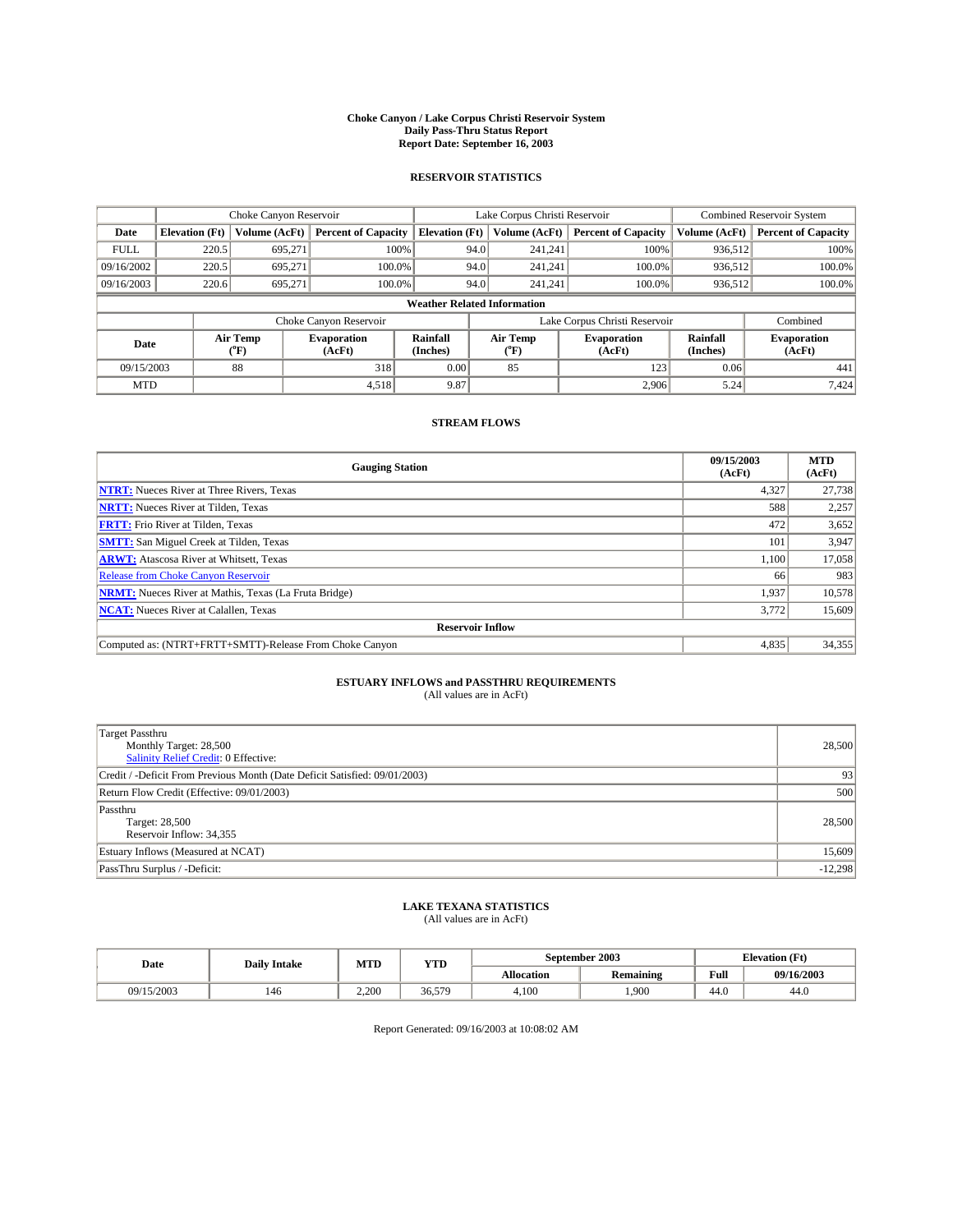# Choke Canyon / Lake Corpus Christi Reservoir System
## Daily Pass-Thru Status Report
### Report Date: September 16, 2003

## RESERVOIR STATISTICS

| | Choke Canyon Reservoir | | | Lake Corpus Christi Reservoir | | | Combined Reservoir System | |
|---|---|---|---|---|---|---|---|---|
| Date | Elevation (Ft) | Volume (AcFt) | Percent of Capacity | Elevation (Ft) | Volume (AcFt) | Percent of Capacity | Volume (AcFt) | Percent of Capacity |
| FULL | 220.5 | 695,271 | 100% | 94.0 | 241,241 | 100% | 936,512 | 100% |
| 09/16/2002 | 220.5 | 695,271 | 100.0% | 94.0 | 241,241 | 100.0% | 936,512 | 100.0% |
| 09/16/2003 | 220.6 | 695,271 | 100.0% | 94.0 | 241,241 | 100.0% | 936,512 | 100.0% |

**Weather Related Information**

| | Choke Canyon Reservoir | | | Lake Corpus Christi Reservoir | | | Combined |
|---|---|---|---|---|---|---|---|
| Date | Air Temp (°F) | Evaporation (AcFt) | Rainfall (Inches) | Air Temp (°F) | Evaporation (AcFt) | Rainfall (Inches) | Evaporation (AcFt) |
| 09/15/2003 | 88 | 318 | 0.00 | 85 | 123 | 0.06 | 441 |
| MTD | | 4,518 | 9.87 | | 2,906 | 5.24 | 7,424 |

## STREAM FLOWS

| Gauging Station | 09/15/2003 (AcFt) | MTD (AcFt) |
|---|---|---|
| NTRT: Nueces River at Three Rivers, Texas | 4,327 | 27,738 |
| NRTT: Nueces River at Tilden, Texas | 588 | 2,257 |
| FRTT: Frio River at Tilden, Texas | 472 | 3,652 |
| SMTT: San Miguel Creek at Tilden, Texas | 101 | 3,947 |
| ARWT: Atascosa River at Whitsett, Texas | 1,100 | 17,058 |
| Release from Choke Canyon Reservoir | 66 | 983 |
| NRMT: Nueces River at Mathis, Texas (La Fruta Bridge) | 1,937 | 10,578 |
| NCAT: Nueces River at Calallen, Texas | 3,772 | 15,609 |
| **Reservoir Inflow** | | |
| Computed as: (NTRT+FRTT+SMTT)-Release From Choke Canyon | 4,835 | 34,355 |

## ESTUARY INFLOWS and PASSTHRU REQUIREMENTS
(All values are in AcFt)

| | |
|---|---|
| Target Passthru<br>Monthly Target: 28,500<br>Salinity Relief Credit: 0 Effective: | 28,500 |
| Credit / -Deficit From Previous Month (Date Deficit Satisfied: 09/01/2003) | 93 |
| Return Flow Credit (Effective: 09/01/2003) | 500 |
| Passthru<br>Target: 28,500<br>Reservoir Inflow: 34,355 | 28,500 |
| Estuary Inflows (Measured at NCAT) | 15,609 |
| PassThru Surplus / -Deficit: | -12,298 |

## LAKE TEXANA STATISTICS
(All values are in AcFt)

| Date | Daily Intake | MTD | YTD | September 2003 | | Elevation (Ft) | |
|---|---|---|---|---|---|---|---|
| | | | | Allocation | Remaining | Full | 09/16/2003 |
| 09/15/2003 | 146 | 2,200 | 36,579 | 4,100 | 1,900 | 44.0 | 44.0 |

Report Generated: 09/16/2003 at 10:08:02 AM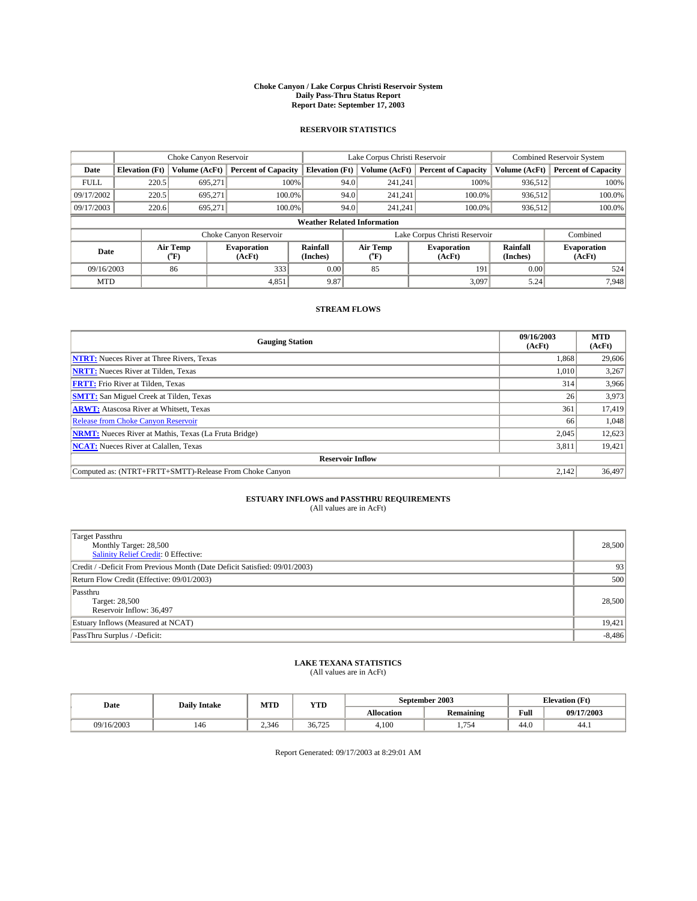# Choke Canyon / Lake Corpus Christi Reservoir System
## Daily Pass-Thru Status Report
### Report Date: September 17, 2003

## RESERVOIR STATISTICS

| | Choke Canyon Reservoir | | | Lake Corpus Christi Reservoir | | | Combined Reservoir System | |
|---|---|---|---|---|---|---|---|---|
| Date | Elevation (Ft) | Volume (AcFt) | Percent of Capacity | Elevation (Ft) | Volume (AcFt) | Percent of Capacity | Volume (AcFt) | Percent of Capacity |
| FULL | 220.5 | 695,271 | 100% | 94.0 | 241,241 | 100% | 936,512 | 100% |
| 09/17/2002 | 220.5 | 695,271 | 100.0% | 94.0 | 241,241 | 100.0% | 936,512 | 100.0% |
| 09/17/2003 | 220.6 | 695,271 | 100.0% | 94.0 | 241,241 | 100.0% | 936,512 | 100.0% |

**Weather Related Information**

| | Choke Canyon Reservoir | | | Lake Corpus Christi Reservoir | | | Combined |
|---|---|---|---|---|---|---|---|
| Date | Air Temp (°F) | Evaporation (AcFt) | Rainfall (Inches) | Air Temp (°F) | Evaporation (AcFt) | Rainfall (Inches) | Evaporation (AcFt) |
| 09/16/2003 | 86 | 333 | 0.00 | 85 | 191 | 0.00 | 524 |
| MTD | | 4,851 | 9.87 | | 3,097 | 5.24 | 7,948 |

## STREAM FLOWS

| Gauging Station | 09/16/2003 (AcFt) | MTD (AcFt) |
|---|---|---|
| **NTRT:** Nueces River at Three Rivers, Texas | 1,868 | 29,606 |
| **NRTT:** Nueces River at Tilden, Texas | 1,010 | 3,267 |
| **FRTT:** Frio River at Tilden, Texas | 314 | 3,966 |
| **SMTT:** San Miguel Creek at Tilden, Texas | 26 | 3,973 |
| **ARWT:** Atascosa River at Whitsett, Texas | 361 | 17,419 |
| Release from Choke Canyon Reservoir | 66 | 1,048 |
| **NRMT:** Nueces River at Mathis, Texas (La Fruta Bridge) | 2,045 | 12,623 |
| **NCAT:** Nueces River at Calallen, Texas | 3,811 | 19,421 |
| **Reservoir Inflow** | | |
| Computed as: (NTRT+FRTT+SMTT)-Release From Choke Canyon | 2,142 | 36,497 |

## ESTUARY INFLOWS and PASSTHRU REQUIREMENTS
(All values are in AcFt)

| | |
|---|---|
| Target Passthru<br>Monthly Target: 28,500<br>Salinity Relief Credit: 0 Effective: | 28,500 |
| Credit / -Deficit From Previous Month (Date Deficit Satisfied: 09/01/2003) | 93 |
| Return Flow Credit (Effective: 09/01/2003) | 500 |
| Passthru<br>Target: 28,500<br>Reservoir Inflow: 36,497 | 28,500 |
| Estuary Inflows (Measured at NCAT) | 19,421 |
| PassThru Surplus / -Deficit: | -8,486 |

## LAKE TEXANA STATISTICS
(All values are in AcFt)

| Date | Daily Intake | MTD | YTD | September 2003 | | Elevation (Ft) | |
|---|---|---|---|---|---|---|---|
| | | | | Allocation | Remaining | Full | 09/17/2003 |
| 09/16/2003 | 146 | 2,346 | 36,725 | 4,100 | 1,754 | 44.0 | 44.1 |

Report Generated: 09/17/2003 at 8:29:01 AM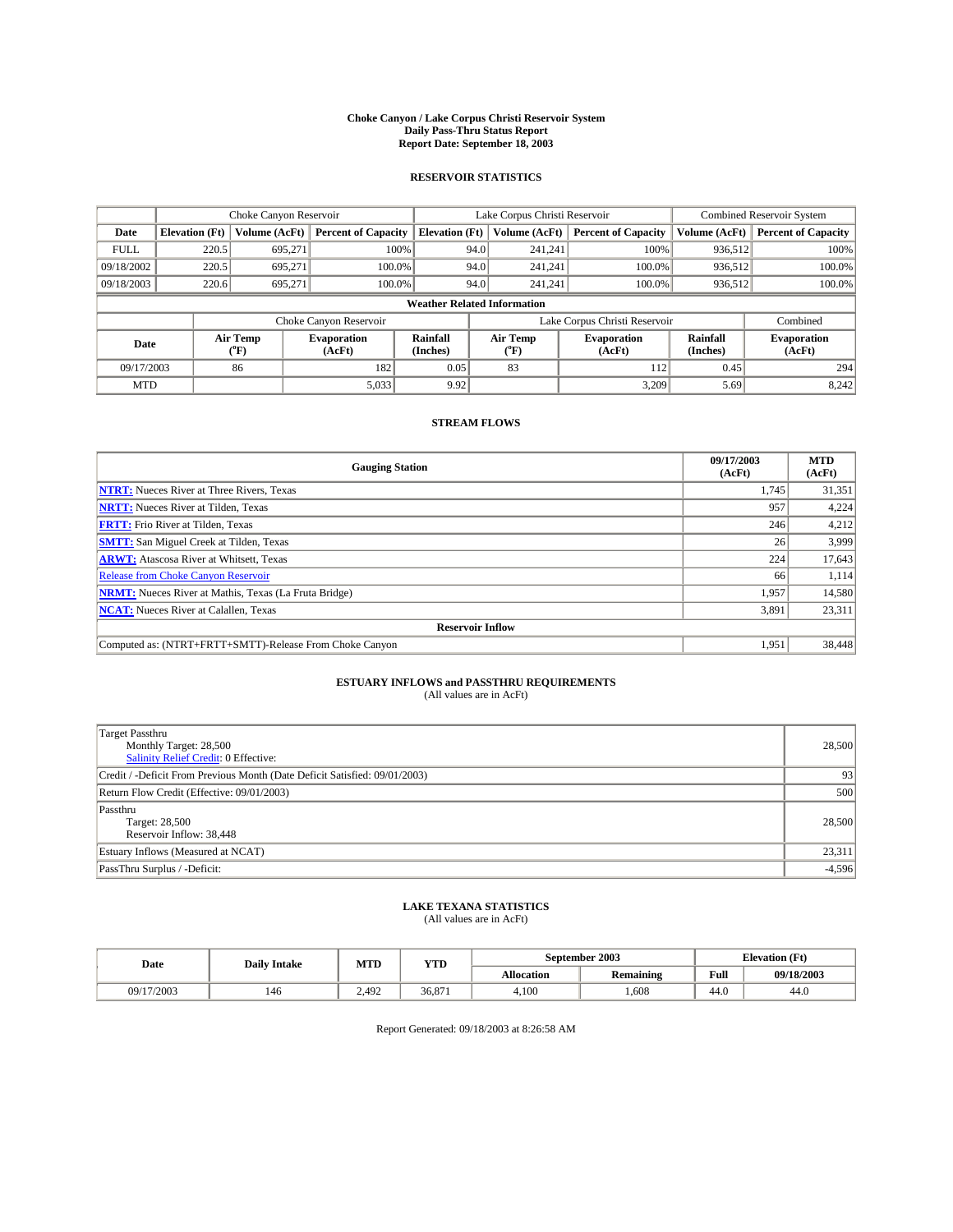# Choke Canyon / Lake Corpus Christi Reservoir System
## Daily Pass-Thru Status Report
### Report Date: September 18, 2003

## RESERVOIR STATISTICS

| | Choke Canyon Reservoir | | | Lake Corpus Christi Reservoir | | | Combined Reservoir System | |
|---|---|---|---|---|---|---|---|---|
| Date | Elevation (Ft) | Volume (AcFt) | Percent of Capacity | Elevation (Ft) | Volume (AcFt) | Percent of Capacity | Volume (AcFt) | Percent of Capacity |
| FULL | 220.5 | 695,271 | 100% | 94.0 | 241,241 | 100% | 936,512 | 100% |
| 09/18/2002 | 220.5 | 695,271 | 100.0% | 94.0 | 241,241 | 100.0% | 936,512 | 100.0% |
| 09/18/2003 | 220.6 | 695,271 | 100.0% | 94.0 | 241,241 | 100.0% | 936,512 | 100.0% |

**Weather Related Information**

| | Choke Canyon Reservoir | | | Lake Corpus Christi Reservoir | | | Combined |
|---|---|---|---|---|---|---|---|
| Date | Air Temp (°F) | Evaporation (AcFt) | Rainfall (Inches) | Air Temp (°F) | Evaporation (AcFt) | Rainfall (Inches) | Evaporation (AcFt) |
| 09/17/2003 | 86 | 182 | 0.05 | 83 | 112 | 0.45 | 294 |
| MTD | | 5,033 | 9.92 | | 3,209 | 5.69 | 8,242 |

## STREAM FLOWS

| Gauging Station | 09/17/2003 (AcFt) | MTD (AcFt) |
|---|---|---|
| **NTRT:** Nueces River at Three Rivers, Texas | 1,745 | 31,351 |
| **NRTT:** Nueces River at Tilden, Texas | 957 | 4,224 |
| **FRTT:** Frio River at Tilden, Texas | 246 | 4,212 |
| **SMTT:** San Miguel Creek at Tilden, Texas | 26 | 3,999 |
| **ARWT:** Atascosa River at Whitsett, Texas | 224 | 17,643 |
| Release from Choke Canyon Reservoir | 66 | 1,114 |
| **NRMT:** Nueces River at Mathis, Texas (La Fruta Bridge) | 1,957 | 14,580 |
| **NCAT:** Nueces River at Calallen, Texas | 3,891 | 23,311 |
| **Reservoir Inflow** | | |
| Computed as: (NTRT+FRTT+SMTT)-Release From Choke Canyon | 1,951 | 38,448 |

## ESTUARY INFLOWS and PASSTHRU REQUIREMENTS
(All values are in AcFt)

| | |
|---|---|
| Target Passthru<br>Monthly Target: 28,500<br>Salinity Relief Credit: 0 Effective: | 28,500 |
| Credit / -Deficit From Previous Month (Date Deficit Satisfied: 09/01/2003) | 93 |
| Return Flow Credit (Effective: 09/01/2003) | 500 |
| Passthru<br>Target: 28,500<br>Reservoir Inflow: 38,448 | 28,500 |
| Estuary Inflows (Measured at NCAT) | 23,311 |
| PassThru Surplus / -Deficit: | -4,596 |

## LAKE TEXANA STATISTICS
(All values are in AcFt)

| Date | Daily Intake | MTD | YTD | September 2003 | | Elevation (Ft) | |
|---|---|---|---|---|---|---|---|
| | | | | Allocation | Remaining | Full | 09/18/2003 |
| 09/17/2003 | 146 | 2,492 | 36,871 | 4,100 | 1,608 | 44.0 | 44.0 |

Report Generated: 09/18/2003 at 8:26:58 AM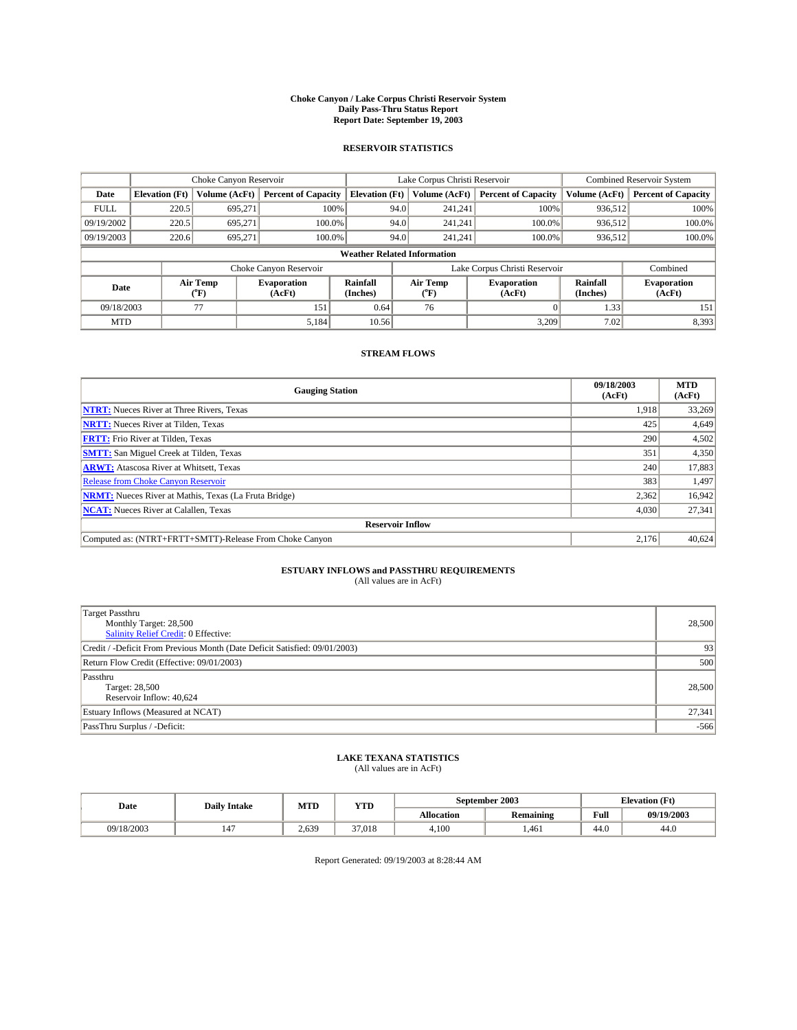# Choke Canyon / Lake Corpus Christi Reservoir System
## Daily Pass-Thru Status Report
## Report Date: September 19, 2003

### RESERVOIR STATISTICS

| | Choke Canyon Reservoir | | | Lake Corpus Christi Reservoir | | | Combined Reservoir System | |
|---|---|---|---|---|---|---|---|---|
| Date | Elevation (Ft) | Volume (AcFt) | Percent of Capacity | Elevation (Ft) | Volume (AcFt) | Percent of Capacity | Volume (AcFt) | Percent of Capacity |
| FULL | 220.5 | 695,271 | 100% | 94.0 | 241,241 | 100% | 936,512 | 100% |
| 09/19/2002 | 220.5 | 695,271 | 100.0% | 94.0 | 241,241 | 100.0% | 936,512 | 100.0% |
| 09/19/2003 | 220.6 | 695,271 | 100.0% | 94.0 | 241,241 | 100.0% | 936,512 | 100.0% |

**Weather Related Information**

| | Choke Canyon Reservoir | | | Lake Corpus Christi Reservoir | | | Combined |
|---|---|---|---|---|---|---|---|
| Date | Air Temp (°F) | Evaporation (AcFt) | Rainfall (Inches) | Air Temp (°F) | Evaporation (AcFt) | Rainfall (Inches) | Evaporation (AcFt) |
| 09/18/2003 | 77 | 151 | 0.64 | 76 | 0 | 1.33 | 151 |
| MTD | | 5,184 | 10.56 | | 3,209 | 7.02 | 8,393 |

### STREAM FLOWS

| Gauging Station | 09/18/2003 (AcFt) | MTD (AcFt) |
|---|---|---|
| **NTRT:** Nueces River at Three Rivers, Texas | 1,918 | 33,269 |
| **NRTT:** Nueces River at Tilden, Texas | 425 | 4,649 |
| **FRTT:** Frio River at Tilden, Texas | 290 | 4,502 |
| **SMTT:** San Miguel Creek at Tilden, Texas | 351 | 4,350 |
| **ARWT:** Atascosa River at Whitsett, Texas | 240 | 17,883 |
| Release from Choke Canyon Reservoir | 383 | 1,497 |
| **NRMT:** Nueces River at Mathis, Texas (La Fruta Bridge) | 2,362 | 16,942 |
| **NCAT:** Nueces River at Calallen, Texas | 4,030 | 27,341 |
| **Reservoir Inflow** | | |
| Computed as: (NTRT+FRTT+SMTT)-Release From Choke Canyon | 2,176 | 40,624 |

### ESTUARY INFLOWS and PASSTHRU REQUIREMENTS
(All values are in AcFt)

| | |
|---|---|
| Target Passthru<br>Monthly Target: 28,500<br>Salinity Relief Credit: 0 Effective: | 28,500 |
| Credit / -Deficit From Previous Month (Date Deficit Satisfied: 09/01/2003) | 93 |
| Return Flow Credit (Effective: 09/01/2003) | 500 |
| Passthru<br>Target: 28,500<br>Reservoir Inflow: 40,624 | 28,500 |
| Estuary Inflows (Measured at NCAT) | 27,341 |
| PassThru Surplus / -Deficit: | -566 |

### LAKE TEXANA STATISTICS
(All values are in AcFt)

| Date | Daily Intake | MTD | YTD | September 2003 | | Elevation (Ft) | |
|---|---|---|---|---|---|---|---|
| | | | | Allocation | Remaining | Full | 09/19/2003 |
| 09/18/2003 | 147 | 2,639 | 37,018 | 4,100 | 1,461 | 44.0 | 44.0 |

Report Generated: 09/19/2003 at 8:28:44 AM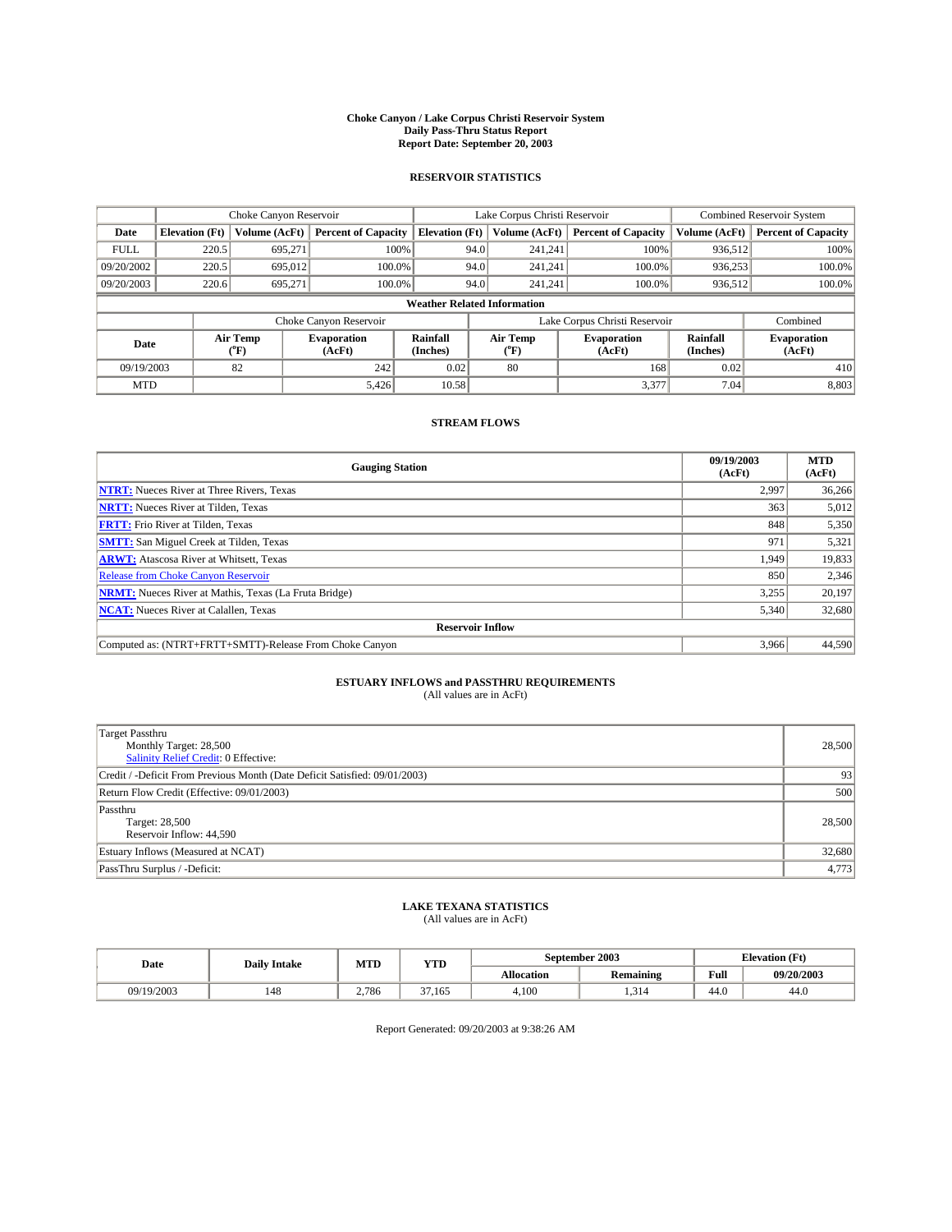# Choke Canyon / Lake Corpus Christi Reservoir System
## Daily Pass-Thru Status Report
## Report Date: September 20, 2003

### RESERVOIR STATISTICS

| | Choke Canyon Reservoir | | | Lake Corpus Christi Reservoir | | | Combined Reservoir System | |
|---|---|---|---|---|---|---|---|---|
| Date | Elevation (Ft) | Volume (AcFt) | Percent of Capacity | Elevation (Ft) | Volume (AcFt) | Percent of Capacity | Volume (AcFt) | Percent of Capacity |
| FULL | 220.5 | 695,271 | 100% | 94.0 | 241,241 | 100% | 936,512 | 100% |
| 09/20/2002 | 220.5 | 695,012 | 100.0% | 94.0 | 241,241 | 100.0% | 936,253 | 100.0% |
| 09/20/2003 | 220.6 | 695,271 | 100.0% | 94.0 | 241,241 | 100.0% | 936,512 | 100.0% |

**Weather Related Information**

| | Choke Canyon Reservoir | | | Lake Corpus Christi Reservoir | | | Combined |
|---|---|---|---|---|---|---|---|
| Date | Air Temp (°F) | Evaporation (AcFt) | Rainfall (Inches) | Air Temp (°F) | Evaporation (AcFt) | Rainfall (Inches) | Evaporation (AcFt) |
| 09/19/2003 | 82 | 242 | 0.02 | 80 | 168 | 0.02 | 410 |
| MTD | | 5,426 | 10.58 | | 3,377 | 7.04 | 8,803 |

### STREAM FLOWS

| Gauging Station | 09/19/2003 (AcFt) | MTD (AcFt) |
|---|---|---|
| NTRT: Nueces River at Three Rivers, Texas | 2,997 | 36,266 |
| NRTT: Nueces River at Tilden, Texas | 363 | 5,012 |
| FRTT: Frio River at Tilden, Texas | 848 | 5,350 |
| SMTT: San Miguel Creek at Tilden, Texas | 971 | 5,321 |
| ARWT: Atascosa River at Whitsett, Texas | 1,949 | 19,833 |
| Release from Choke Canyon Reservoir | 850 | 2,346 |
| NRMT: Nueces River at Mathis, Texas (La Fruta Bridge) | 3,255 | 20,197 |
| NCAT: Nueces River at Calallen, Texas | 5,340 | 32,680 |
| **Reservoir Inflow** | | |
| Computed as: (NTRT+FRTT+SMTT)-Release From Choke Canyon | 3,966 | 44,590 |

### ESTUARY INFLOWS and PASSTHRU REQUIREMENTS
(All values are in AcFt)

| | |
|---|---|
| Target Passthru<br>Monthly Target: 28,500<br>Salinity Relief Credit: 0 Effective: | 28,500 |
| Credit / -Deficit From Previous Month (Date Deficit Satisfied: 09/01/2003) | 93 |
| Return Flow Credit (Effective: 09/01/2003) | 500 |
| Passthru<br>Target: 28,500<br>Reservoir Inflow: 44,590 | 28,500 |
| Estuary Inflows (Measured at NCAT) | 32,680 |
| PassThru Surplus / -Deficit: | 4,773 |

### LAKE TEXANA STATISTICS
(All values are in AcFt)

| Date | Daily Intake | MTD | YTD | September 2003 | | Elevation (Ft) | |
|---|---|---|---|---|---|---|---|
| | | | | Allocation | Remaining | Full | 09/20/2003 |
| 09/19/2003 | 148 | 2,786 | 37,165 | 4,100 | 1,314 | 44.0 | 44.0 |

Report Generated: 09/20/2003 at 9:38:26 AM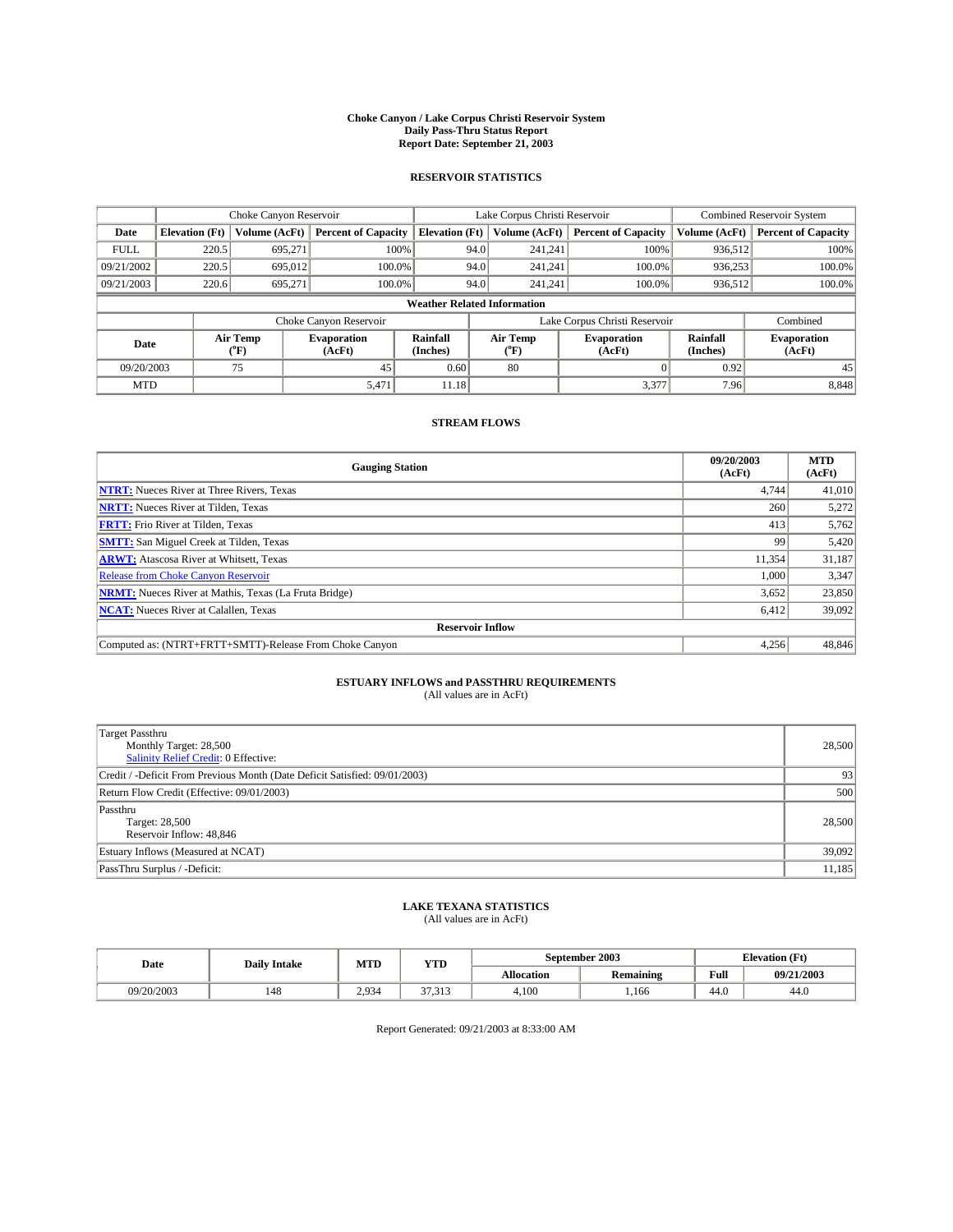# Choke Canyon / Lake Corpus Christi Reservoir System
## Daily Pass-Thru Status Report
## Report Date: September 21, 2003

### RESERVOIR STATISTICS

| | Choke Canyon Reservoir | | | Lake Corpus Christi Reservoir | | | Combined Reservoir System | |
|---|---|---|---|---|---|---|---|---|
| **Date** | **Elevation (Ft)** | **Volume (AcFt)** | **Percent of Capacity** | **Elevation (Ft)** | **Volume (AcFt)** | **Percent of Capacity** | **Volume (AcFt)** | **Percent of Capacity** |
| FULL | 220.5 | 695,271 | 100% | 94.0 | 241,241 | 100% | 936,512 | 100% |
| 09/21/2002 | 220.5 | 695,012 | 100.0% | 94.0 | 241,241 | 100.0% | 936,253 | 100.0% |
| 09/21/2003 | 220.6 | 695,271 | 100.0% | 94.0 | 241,241 | 100.0% | 936,512 | 100.0% |

**Weather Related Information**

| | Choke Canyon Reservoir | | | Lake Corpus Christi Reservoir | | | Combined |
|---|---|---|---|---|---|---|---|
| **Date** | **Air Temp (°F)** | **Evaporation (AcFt)** | **Rainfall (Inches)** | **Air Temp (°F)** | **Evaporation (AcFt)** | **Rainfall (Inches)** | **Evaporation (AcFt)** |
| 09/20/2003 | 75 | 45 | 0.60 | 80 | 0 | 0.92 | 45 |
| MTD | | 5,471 | 11.18 | | 3,377 | 7.96 | 8,848 |

### STREAM FLOWS

| Gauging Station | 09/20/2003 (AcFt) | MTD (AcFt) |
|---|---|---|
| **NTRT:** Nueces River at Three Rivers, Texas | 4,744 | 41,010 |
| **NRTT:** Nueces River at Tilden, Texas | 260 | 5,272 |
| **FRTT:** Frio River at Tilden, Texas | 413 | 5,762 |
| **SMTT:** San Miguel Creek at Tilden, Texas | 99 | 5,420 |
| **ARWT:** Atascosa River at Whitsett, Texas | 11,354 | 31,187 |
| Release from Choke Canyon Reservoir | 1,000 | 3,347 |
| **NRMT:** Nueces River at Mathis, Texas (La Fruta Bridge) | 3,652 | 23,850 |
| **NCAT:** Nueces River at Calallen, Texas | 6,412 | 39,092 |
| **Reservoir Inflow** | | |
| Computed as: (NTRT+FRTT+SMTT)-Release From Choke Canyon | 4,256 | 48,846 |

### ESTUARY INFLOWS and PASSTHRU REQUIREMENTS
(All values are in AcFt)

| | |
|---|---|
| Target Passthru<br>Monthly Target: 28,500<br>Salinity Relief Credit: 0 Effective: | 28,500 |
| Credit / -Deficit From Previous Month (Date Deficit Satisfied: 09/01/2003) | 93 |
| Return Flow Credit (Effective: 09/01/2003) | 500 |
| Passthru<br>Target: 28,500<br>Reservoir Inflow: 48,846 | 28,500 |
| Estuary Inflows (Measured at NCAT) | 39,092 |
| PassThru Surplus / -Deficit: | 11,185 |

### LAKE TEXANA STATISTICS
(All values are in AcFt)

| Date | Daily Intake | MTD | YTD | September 2003 | | Elevation (Ft) | |
|---|---|---|---|---|---|---|---|
| | | | | **Allocation** | **Remaining** | **Full** | **09/21/2003** |
| 09/20/2003 | 148 | 2,934 | 37,313 | 4,100 | 1,166 | 44.0 | 44.0 |

Report Generated: 09/21/2003 at 8:33:00 AM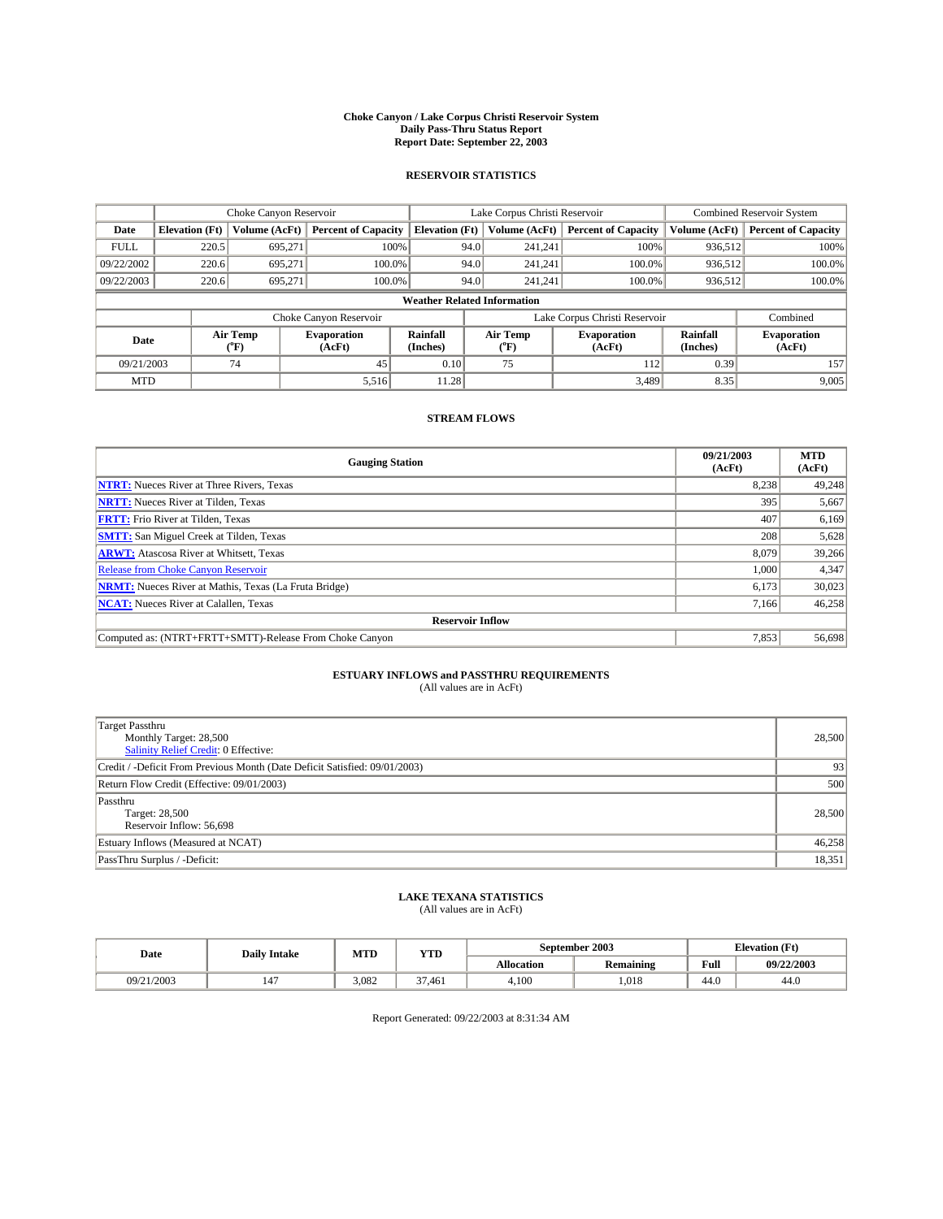# Choke Canyon / Lake Corpus Christi Reservoir System
## Daily Pass-Thru Status Report
### Report Date: September 22, 2003

## RESERVOIR STATISTICS

| | Choke Canyon Reservoir | | | Lake Corpus Christi Reservoir | | | Combined Reservoir System | |
|---|---|---|---|---|---|---|---|---|
| Date | Elevation (Ft) | Volume (AcFt) | Percent of Capacity | Elevation (Ft) | Volume (AcFt) | Percent of Capacity | Volume (AcFt) | Percent of Capacity |
| FULL | 220.5 | 695,271 | 100% | 94.0 | 241,241 | 100% | 936,512 | 100% |
| 09/22/2002 | 220.6 | 695,271 | 100.0% | 94.0 | 241,241 | 100.0% | 936,512 | 100.0% |
| 09/22/2003 | 220.6 | 695,271 | 100.0% | 94.0 | 241,241 | 100.0% | 936,512 | 100.0% |

**Weather Related Information**

| | Choke Canyon Reservoir | | | Lake Corpus Christi Reservoir | | | Combined |
|---|---|---|---|---|---|---|---|
| Date | Air Temp (°F) | Evaporation (AcFt) | Rainfall (Inches) | Air Temp (°F) | Evaporation (AcFt) | Rainfall (Inches) | Evaporation (AcFt) |
| 09/21/2003 | 74 | 45 | 0.10 | 75 | 112 | 0.39 | 157 |
| MTD | | 5,516 | 11.28 | | 3,489 | 8.35 | 9,005 |

## STREAM FLOWS

| Gauging Station | 09/21/2003 (AcFt) | MTD (AcFt) |
|---|---|---|
| NTRT: Nueces River at Three Rivers, Texas | 8,238 | 49,248 |
| NRTT: Nueces River at Tilden, Texas | 395 | 5,667 |
| FRTT: Frio River at Tilden, Texas | 407 | 6,169 |
| SMTT: San Miguel Creek at Tilden, Texas | 208 | 5,628 |
| ARWT: Atascosa River at Whitsett, Texas | 8,079 | 39,266 |
| Release from Choke Canyon Reservoir | 1,000 | 4,347 |
| NRMT: Nueces River at Mathis, Texas (La Fruta Bridge) | 6,173 | 30,023 |
| NCAT: Nueces River at Calallen, Texas | 7,166 | 46,258 |
| **Reservoir Inflow** | | |
| Computed as: (NTRT+FRTT+SMTT)-Release From Choke Canyon | 7,853 | 56,698 |

## ESTUARY INFLOWS and PASSTHRU REQUIREMENTS
(All values are in AcFt)

| | |
|---|---|
| Target Passthru<br>Monthly Target: 28,500<br>Salinity Relief Credit: 0 Effective: | 28,500 |
| Credit / -Deficit From Previous Month (Date Deficit Satisfied: 09/01/2003) | 93 |
| Return Flow Credit (Effective: 09/01/2003) | 500 |
| Passthru<br>Target: 28,500<br>Reservoir Inflow: 56,698 | 28,500 |
| Estuary Inflows (Measured at NCAT) | 46,258 |
| PassThru Surplus / -Deficit: | 18,351 |

## LAKE TEXANA STATISTICS
(All values are in AcFt)

| Date | Daily Intake | MTD | YTD | September 2003 | | Elevation (Ft) | |
|---|---|---|---|---|---|---|---|
| | | | | Allocation | Remaining | Full | 09/22/2003 |
| 09/21/2003 | 147 | 3,082 | 37,461 | 4,100 | 1,018 | 44.0 | 44.0 |

Report Generated: 09/22/2003 at 8:31:34 AM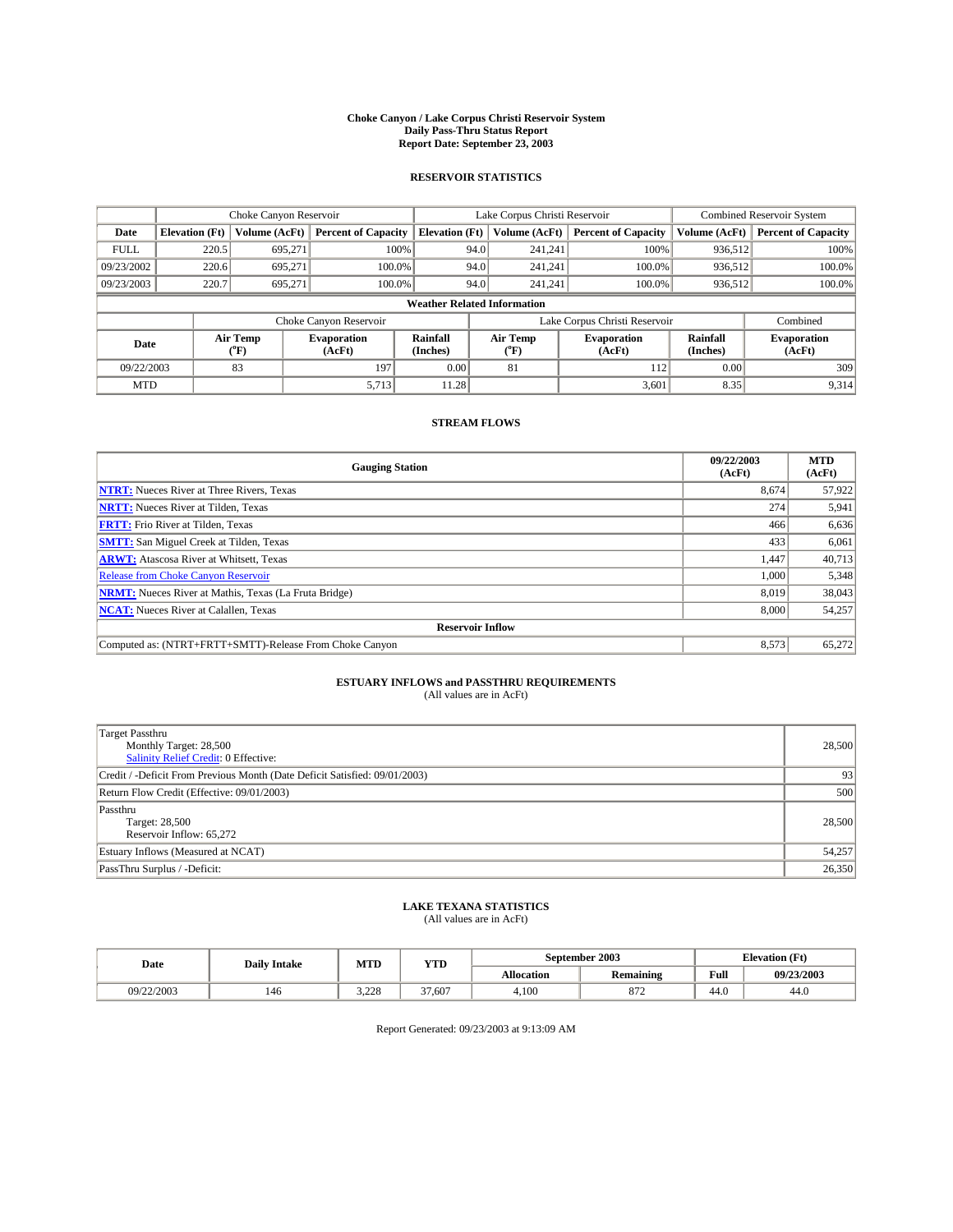# Choke Canyon / Lake Corpus Christi Reservoir System
## Daily Pass-Thru Status Report
## Report Date: September 23, 2003

### RESERVOIR STATISTICS

| | Choke Canyon Reservoir | | | Lake Corpus Christi Reservoir | | | Combined Reservoir System | |
|---|---|---|---|---|---|---|---|---|
| **Date** | **Elevation (Ft)** | **Volume (AcFt)** | **Percent of Capacity** | **Elevation (Ft)** | **Volume (AcFt)** | **Percent of Capacity** | **Volume (AcFt)** | **Percent of Capacity** |
| FULL | 220.5 | 695,271 | 100% | 94.0 | 241,241 | 100% | 936,512 | 100% |
| 09/23/2002 | 220.6 | 695,271 | 100.0% | 94.0 | 241,241 | 100.0% | 936,512 | 100.0% |
| 09/23/2003 | 220.7 | 695,271 | 100.0% | 94.0 | 241,241 | 100.0% | 936,512 | 100.0% |

**Weather Related Information**

| | Choke Canyon Reservoir | | | Lake Corpus Christi Reservoir | | | Combined |
|---|---|---|---|---|---|---|---|
| **Date** | **Air Temp (°F)** | **Evaporation (AcFt)** | **Rainfall (Inches)** | **Air Temp (°F)** | **Evaporation (AcFt)** | **Rainfall (Inches)** | **Evaporation (AcFt)** |
| 09/22/2003 | 83 | 197 | 0.00 | 81 | 112 | 0.00 | 309 |
| MTD | | 5,713 | 11.28 | | 3,601 | 8.35 | 9,314 |

### STREAM FLOWS

| Gauging Station | 09/22/2003 (AcFt) | MTD (AcFt) |
|---|---|---|
| **NTRT:** Nueces River at Three Rivers, Texas | 8,674 | 57,922 |
| **NRTT:** Nueces River at Tilden, Texas | 274 | 5,941 |
| **FRTT:** Frio River at Tilden, Texas | 466 | 6,636 |
| **SMTT:** San Miguel Creek at Tilden, Texas | 433 | 6,061 |
| **ARWT:** Atascosa River at Whitsett, Texas | 1,447 | 40,713 |
| Release from Choke Canyon Reservoir | 1,000 | 5,348 |
| **NRMT:** Nueces River at Mathis, Texas (La Fruta Bridge) | 8,019 | 38,043 |
| **NCAT:** Nueces River at Calallen, Texas | 8,000 | 54,257 |
| **Reservoir Inflow** | | |
| Computed as: (NTRT+FRTT+SMTT)-Release From Choke Canyon | 8,573 | 65,272 |

### ESTUARY INFLOWS and PASSTHRU REQUIREMENTS
(All values are in AcFt)

| | |
|---|---|
| Target Passthru<br>Monthly Target: 28,500<br>Salinity Relief Credit: 0 Effective: | 28,500 |
| Credit / -Deficit From Previous Month (Date Deficit Satisfied: 09/01/2003) | 93 |
| Return Flow Credit (Effective: 09/01/2003) | 500 |
| Passthru<br>Target: 28,500<br>Reservoir Inflow: 65,272 | 28,500 |
| Estuary Inflows (Measured at NCAT) | 54,257 |
| PassThru Surplus / -Deficit: | 26,350 |

### LAKE TEXANA STATISTICS
(All values are in AcFt)

| Date | Daily Intake | MTD | YTD | September 2003 | | Elevation (Ft) | |
|---|---|---|---|---|---|---|---|
| | | | | **Allocation** | **Remaining** | **Full** | **09/23/2003** |
| 09/22/2003 | 146 | 3,228 | 37,607 | 4,100 | 872 | 44.0 | 44.0 |

Report Generated: 09/23/2003 at 9:13:09 AM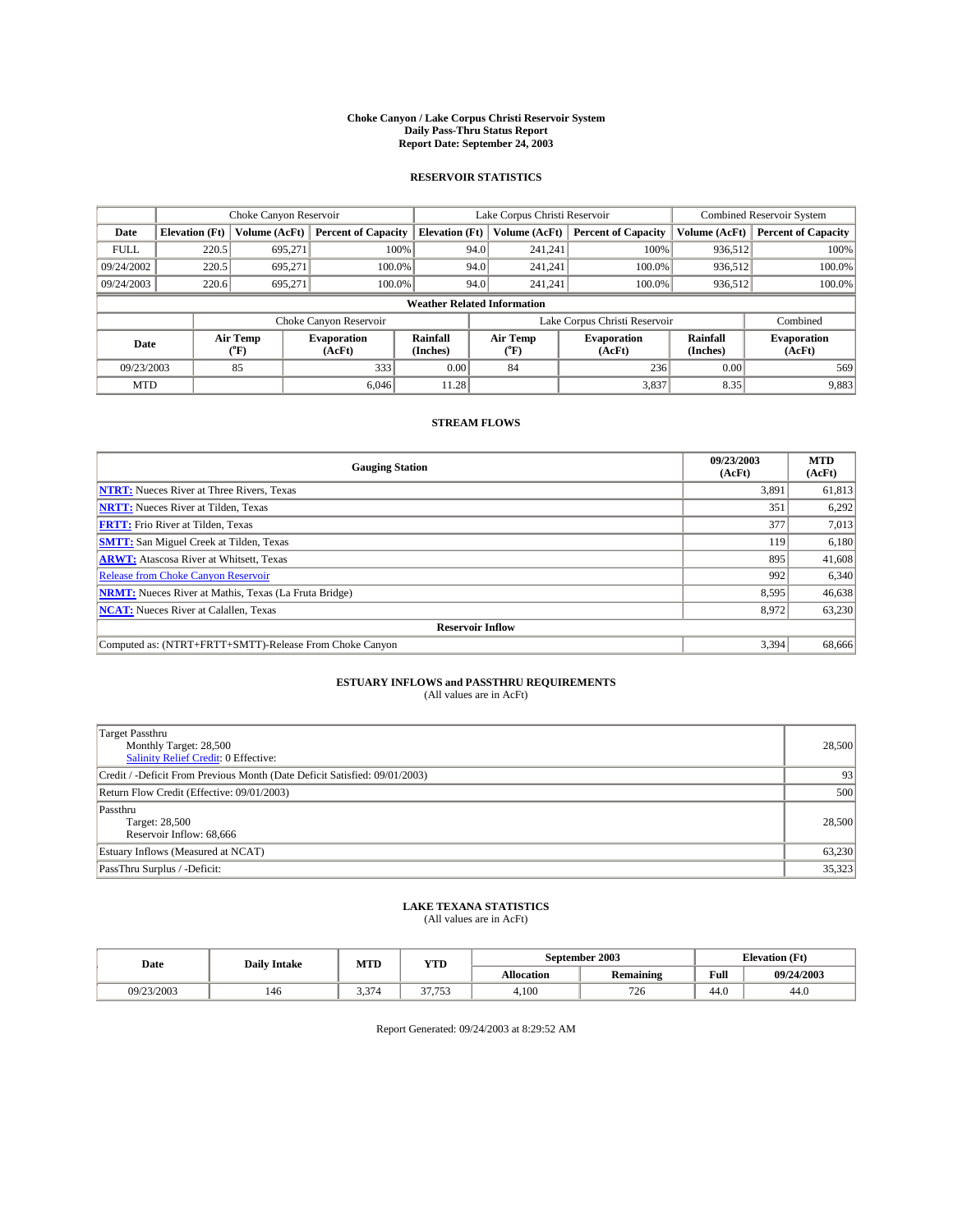**Choke Canyon / Lake Corpus Christi Reservoir System**
**Daily Pass-Thru Status Report**
**Report Date: September 24, 2003**

## RESERVOIR STATISTICS

| | Choke Canyon Reservoir | | | Lake Corpus Christi Reservoir | | | Combined Reservoir System | |
|---|---|---|---|---|---|---|---|---|
| **Date** | **Elevation (Ft)** | **Volume (AcFt)** | **Percent of Capacity** | **Elevation (Ft)** | **Volume (AcFt)** | **Percent of Capacity** | **Volume (AcFt)** | **Percent of Capacity** |
| FULL | 220.5 | 695,271 | 100% | 94.0 | 241,241 | 100% | 936,512 | 100% |
| 09/24/2002 | 220.5 | 695,271 | 100.0% | 94.0 | 241,241 | 100.0% | 936,512 | 100.0% |
| 09/24/2003 | 220.6 | 695,271 | 100.0% | 94.0 | 241,241 | 100.0% | 936,512 | 100.0% |

**Weather Related Information**

| | Choke Canyon Reservoir | | | Lake Corpus Christi Reservoir | | | Combined |
|---|---|---|---|---|---|---|---|
| **Date** | **Air Temp (°F)** | **Evaporation (AcFt)** | **Rainfall (Inches)** | **Air Temp (°F)** | **Evaporation (AcFt)** | **Rainfall (Inches)** | **Evaporation (AcFt)** |
| 09/23/2003 | 85 | 333 | 0.00 | 84 | 236 | 0.00 | 569 |
| MTD | | 6,046 | 11.28 | | 3,837 | 8.35 | 9,883 |

## STREAM FLOWS

| Gauging Station | 09/23/2003 (AcFt) | MTD (AcFt) |
|---|---|---|
| **NTRT:** Nueces River at Three Rivers, Texas | 3,891 | 61,813 |
| **NRTT:** Nueces River at Tilden, Texas | 351 | 6,292 |
| **FRTT:** Frio River at Tilden, Texas | 377 | 7,013 |
| **SMTT:** San Miguel Creek at Tilden, Texas | 119 | 6,180 |
| **ARWT:** Atascosa River at Whitsett, Texas | 895 | 41,608 |
| Release from Choke Canyon Reservoir | 992 | 6,340 |
| **NRMT:** Nueces River at Mathis, Texas (La Fruta Bridge) | 8,595 | 46,638 |
| **NCAT:** Nueces River at Calallen, Texas | 8,972 | 63,230 |
| **Reservoir Inflow** | | |
| Computed as: (NTRT+FRTT+SMTT)-Release From Choke Canyon | 3,394 | 68,666 |

## ESTUARY INFLOWS and PASSTHRU REQUIREMENTS
(All values are in AcFt)

| | |
|---|---|
| Target Passthru<br>Monthly Target: 28,500<br>Salinity Relief Credit: 0 Effective: | 28,500 |
| Credit / -Deficit From Previous Month (Date Deficit Satisfied: 09/01/2003) | 93 |
| Return Flow Credit (Effective: 09/01/2003) | 500 |
| Passthru<br>Target: 28,500<br>Reservoir Inflow: 68,666 | 28,500 |
| Estuary Inflows (Measured at NCAT) | 63,230 |
| PassThru Surplus / -Deficit: | 35,323 |

## LAKE TEXANA STATISTICS
(All values are in AcFt)

| Date | Daily Intake | MTD | YTD | September 2003 | | Elevation (Ft) | |
|---|---|---|---|---|---|---|---|
| | | | | **Allocation** | **Remaining** | **Full** | **09/24/2003** |
| 09/23/2003 | 146 | 3,374 | 37,753 | 4,100 | 726 | 44.0 | 44.0 |

Report Generated: 09/24/2003 at 8:29:52 AM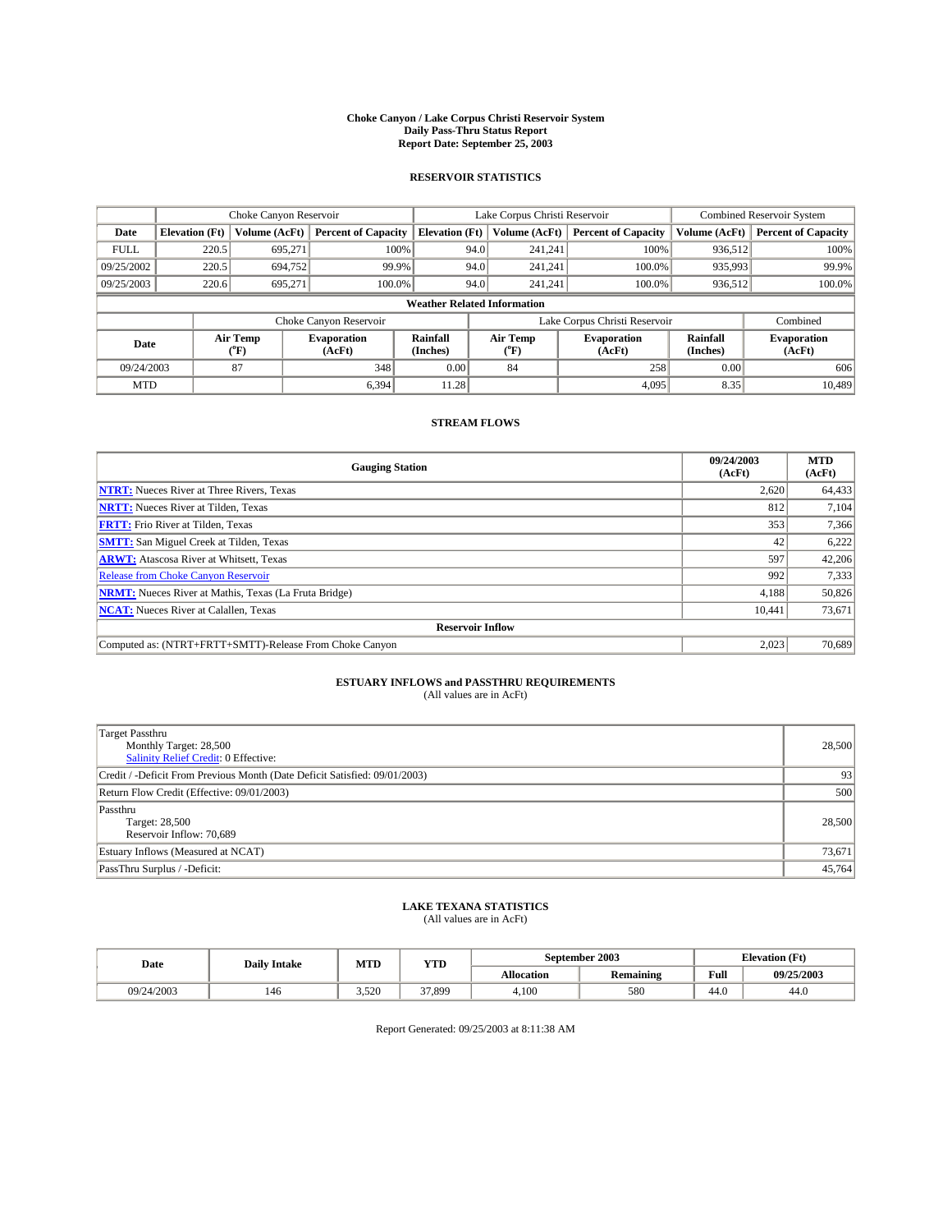# Choke Canyon / Lake Corpus Christi Reservoir System
## Daily Pass-Thru Status Report
### Report Date: September 25, 2003

## RESERVOIR STATISTICS

| | Choke Canyon Reservoir | | | Lake Corpus Christi Reservoir | | | Combined Reservoir System | |
|---|---|---|---|---|---|---|---|---|
| Date | Elevation (Ft) | Volume (AcFt) | Percent of Capacity | Elevation (Ft) | Volume (AcFt) | Percent of Capacity | Volume (AcFt) | Percent of Capacity |
| FULL | 220.5 | 695,271 | 100% | 94.0 | 241,241 | 100% | 936,512 | 100% |
| 09/25/2002 | 220.5 | 694,752 | 99.9% | 94.0 | 241,241 | 100.0% | 935,993 | 99.9% |
| 09/25/2003 | 220.6 | 695,271 | 100.0% | 94.0 | 241,241 | 100.0% | 936,512 | 100.0% |

**Weather Related Information**

| | Choke Canyon Reservoir | | | Lake Corpus Christi Reservoir | | | Combined |
|---|---|---|---|---|---|---|---|
| Date | Air Temp (°F) | Evaporation (AcFt) | Rainfall (Inches) | Air Temp (°F) | Evaporation (AcFt) | Rainfall (Inches) | Evaporation (AcFt) |
| 09/24/2003 | 87 | 348 | 0.00 | 84 | 258 | 0.00 | 606 |
| MTD | | 6,394 | 11.28 | | 4,095 | 8.35 | 10,489 |

## STREAM FLOWS

| Gauging Station | 09/24/2003 (AcFt) | MTD (AcFt) |
|---|---|---|
| NTRT: Nueces River at Three Rivers, Texas | 2,620 | 64,433 |
| NRTT: Nueces River at Tilden, Texas | 812 | 7,104 |
| FRTT: Frio River at Tilden, Texas | 353 | 7,366 |
| SMTT: San Miguel Creek at Tilden, Texas | 42 | 6,222 |
| ARWT: Atascosa River at Whitsett, Texas | 597 | 42,206 |
| Release from Choke Canyon Reservoir | 992 | 7,333 |
| NRMT: Nueces River at Mathis, Texas (La Fruta Bridge) | 4,188 | 50,826 |
| NCAT: Nueces River at Calallen, Texas | 10,441 | 73,671 |
| **Reservoir Inflow** | | |
| Computed as: (NTRT+FRTT+SMTT)-Release From Choke Canyon | 2,023 | 70,689 |

## ESTUARY INFLOWS and PASSTHRU REQUIREMENTS
(All values are in AcFt)

| | |
|---|---|
| Target Passthru<br>Monthly Target: 28,500<br>Salinity Relief Credit: 0 Effective: | 28,500 |
| Credit / -Deficit From Previous Month (Date Deficit Satisfied: 09/01/2003) | 93 |
| Return Flow Credit (Effective: 09/01/2003) | 500 |
| Passthru<br>Target: 28,500<br>Reservoir Inflow: 70,689 | 28,500 |
| Estuary Inflows (Measured at NCAT) | 73,671 |
| PassThru Surplus / -Deficit: | 45,764 |

## LAKE TEXANA STATISTICS
(All values are in AcFt)

| Date | Daily Intake | MTD | YTD | September 2003 | | Elevation (Ft) | |
|---|---|---|---|---|---|---|---|
| | | | | Allocation | Remaining | Full | 09/25/2003 |
| 09/24/2003 | 146 | 3,520 | 37,899 | 4,100 | 580 | 44.0 | 44.0 |

Report Generated: 09/25/2003 at 8:11:38 AM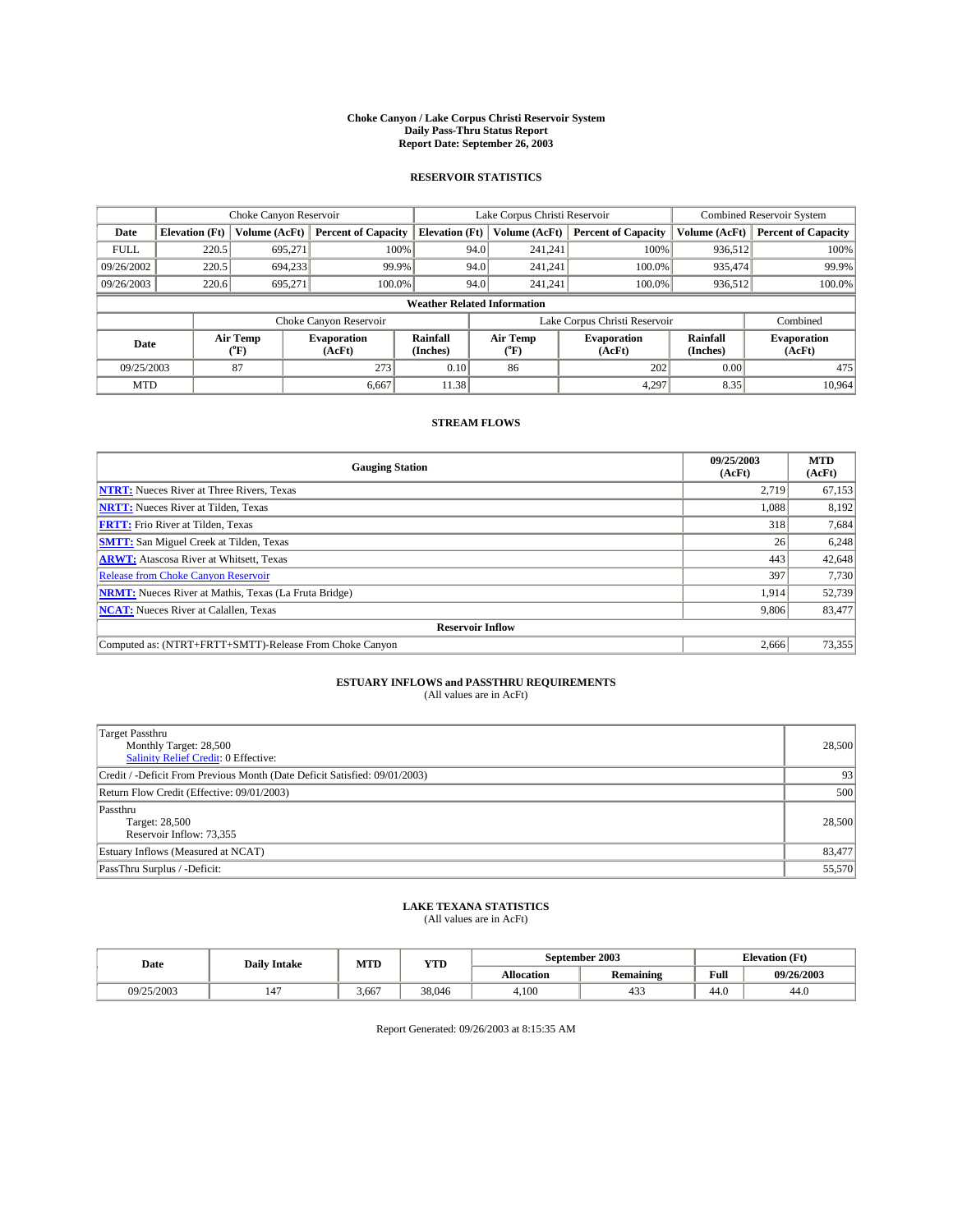# Choke Canyon / Lake Corpus Christi Reservoir System
## Daily Pass-Thru Status Report
## Report Date: September 26, 2003

### RESERVOIR STATISTICS

| | Choke Canyon Reservoir | | | Lake Corpus Christi Reservoir | | | Combined Reservoir System | |
|---|---|---|---|---|---|---|---|---|
| Date | Elevation (Ft) | Volume (AcFt) | Percent of Capacity | Elevation (Ft) | Volume (AcFt) | Percent of Capacity | Volume (AcFt) | Percent of Capacity |
| FULL | 220.5 | 695,271 | 100% | 94.0 | 241,241 | 100% | 936,512 | 100% |
| 09/26/2002 | 220.5 | 694,233 | 99.9% | 94.0 | 241,241 | 100.0% | 935,474 | 99.9% |
| 09/26/2003 | 220.6 | 695,271 | 100.0% | 94.0 | 241,241 | 100.0% | 936,512 | 100.0% |

**Weather Related Information**

| | Choke Canyon Reservoir | | | Lake Corpus Christi Reservoir | | | Combined |
|---|---|---|---|---|---|---|---|
| Date | Air Temp (°F) | Evaporation (AcFt) | Rainfall (Inches) | Air Temp (°F) | Evaporation (AcFt) | Rainfall (Inches) | Evaporation (AcFt) |
| 09/25/2003 | 87 | 273 | 0.10 | 86 | 202 | 0.00 | 475 |
| MTD | | 6,667 | 11.38 | | 4,297 | 8.35 | 10,964 |

### STREAM FLOWS

| Gauging Station | 09/25/2003 (AcFt) | MTD (AcFt) |
|---|---|---|
| NTRT: Nueces River at Three Rivers, Texas | 2,719 | 67,153 |
| NRTT: Nueces River at Tilden, Texas | 1,088 | 8,192 |
| FRTT: Frio River at Tilden, Texas | 318 | 7,684 |
| SMTT: San Miguel Creek at Tilden, Texas | 26 | 6,248 |
| ARWT: Atascosa River at Whitsett, Texas | 443 | 42,648 |
| Release from Choke Canyon Reservoir | 397 | 7,730 |
| NRMT: Nueces River at Mathis, Texas (La Fruta Bridge) | 1,914 | 52,739 |
| NCAT: Nueces River at Calallen, Texas | 9,806 | 83,477 |
| **Reservoir Inflow** | | |
| Computed as: (NTRT+FRTT+SMTT)-Release From Choke Canyon | 2,666 | 73,355 |

### ESTUARY INFLOWS and PASSTHRU REQUIREMENTS
(All values are in AcFt)

| | |
|---|---|
| Target Passthru<br>Monthly Target: 28,500<br>Salinity Relief Credit: 0 Effective: | 28,500 |
| Credit / -Deficit From Previous Month (Date Deficit Satisfied: 09/01/2003) | 93 |
| Return Flow Credit (Effective: 09/01/2003) | 500 |
| Passthru<br>Target: 28,500<br>Reservoir Inflow: 73,355 | 28,500 |
| Estuary Inflows (Measured at NCAT) | 83,477 |
| PassThru Surplus / -Deficit: | 55,570 |

### LAKE TEXANA STATISTICS
(All values are in AcFt)

| Date | Daily Intake | MTD | YTD | September 2003 | | Elevation (Ft) | |
|---|---|---|---|---|---|---|---|
| | | | | Allocation | Remaining | Full | 09/26/2003 |
| 09/25/2003 | 147 | 3,667 | 38,046 | 4,100 | 433 | 44.0 | 44.0 |

Report Generated: 09/26/2003 at 8:15:35 AM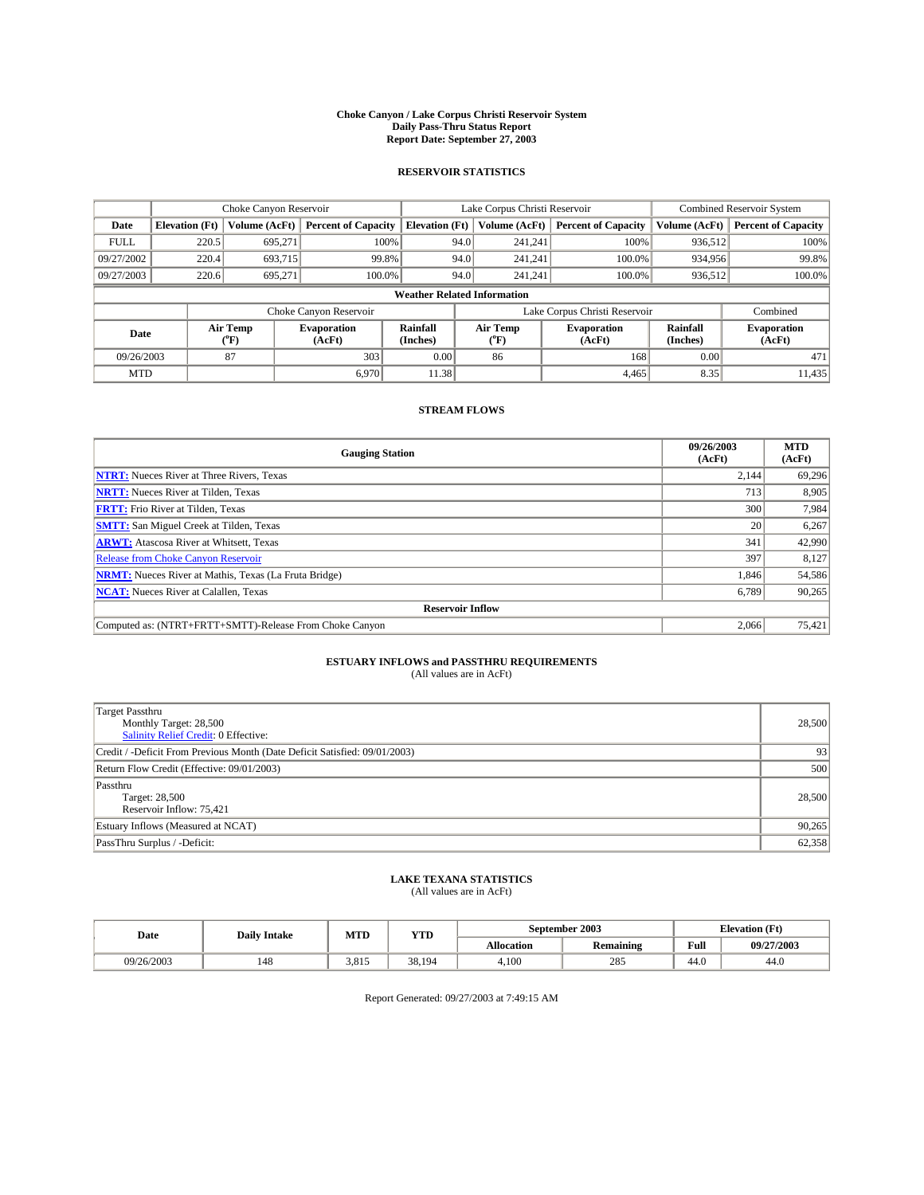# Choke Canyon / Lake Corpus Christi Reservoir System
## Daily Pass-Thru Status Report
### Report Date: September 27, 2003

## RESERVOIR STATISTICS

| | Choke Canyon Reservoir | | | Lake Corpus Christi Reservoir | | | Combined Reservoir System | |
|---|---|---|---|---|---|---|---|---|
| Date | Elevation (Ft) | Volume (AcFt) | Percent of Capacity | Elevation (Ft) | Volume (AcFt) | Percent of Capacity | Volume (AcFt) | Percent of Capacity |
| FULL | 220.5 | 695,271 | 100% | 94.0 | 241,241 | 100% | 936,512 | 100% |
| 09/27/2002 | 220.4 | 693,715 | 99.8% | 94.0 | 241,241 | 100.0% | 934,956 | 99.8% |
| 09/27/2003 | 220.6 | 695,271 | 100.0% | 94.0 | 241,241 | 100.0% | 936,512 | 100.0% |

**Weather Related Information**

| | Choke Canyon Reservoir | | | Lake Corpus Christi Reservoir | | | Combined |
|---|---|---|---|---|---|---|---|
| Date | Air Temp (°F) | Evaporation (AcFt) | Rainfall (Inches) | Air Temp (°F) | Evaporation (AcFt) | Rainfall (Inches) | Evaporation (AcFt) |
| 09/26/2003 | 87 | 303 | 0.00 | 86 | 168 | 0.00 | 471 |
| MTD | | 6,970 | 11.38 | | 4,465 | 8.35 | 11,435 |

## STREAM FLOWS

| Gauging Station | 09/26/2003 (AcFt) | MTD (AcFt) |
|---|---|---|
| NTRT: Nueces River at Three Rivers, Texas | 2,144 | 69,296 |
| NRTT: Nueces River at Tilden, Texas | 713 | 8,905 |
| FRTT: Frio River at Tilden, Texas | 300 | 7,984 |
| SMTT: San Miguel Creek at Tilden, Texas | 20 | 6,267 |
| ARWT: Atascosa River at Whitsett, Texas | 341 | 42,990 |
| Release from Choke Canyon Reservoir | 397 | 8,127 |
| NRMT: Nueces River at Mathis, Texas (La Fruta Bridge) | 1,846 | 54,586 |
| NCAT: Nueces River at Calallen, Texas | 6,789 | 90,265 |
| **Reservoir Inflow** | | |
| Computed as: (NTRT+FRTT+SMTT)-Release From Choke Canyon | 2,066 | 75,421 |

## ESTUARY INFLOWS and PASSTHRU REQUIREMENTS
(All values are in AcFt)

| | |
|---|---|
| Target Passthru<br>Monthly Target: 28,500<br>Salinity Relief Credit: 0 Effective: | 28,500 |
| Credit / -Deficit From Previous Month (Date Deficit Satisfied: 09/01/2003) | 93 |
| Return Flow Credit (Effective: 09/01/2003) | 500 |
| Passthru<br>Target: 28,500<br>Reservoir Inflow: 75,421 | 28,500 |
| Estuary Inflows (Measured at NCAT) | 90,265 |
| PassThru Surplus / -Deficit: | 62,358 |

## LAKE TEXANA STATISTICS
(All values are in AcFt)

| Date | Daily Intake | MTD | YTD | September 2003 | | Elevation (Ft) | |
|---|---|---|---|---|---|---|---|
| | | | | Allocation | Remaining | Full | 09/27/2003 |
| 09/26/2003 | 148 | 3,815 | 38,194 | 4,100 | 285 | 44.0 | 44.0 |

Report Generated: 09/27/2003 at 7:49:15 AM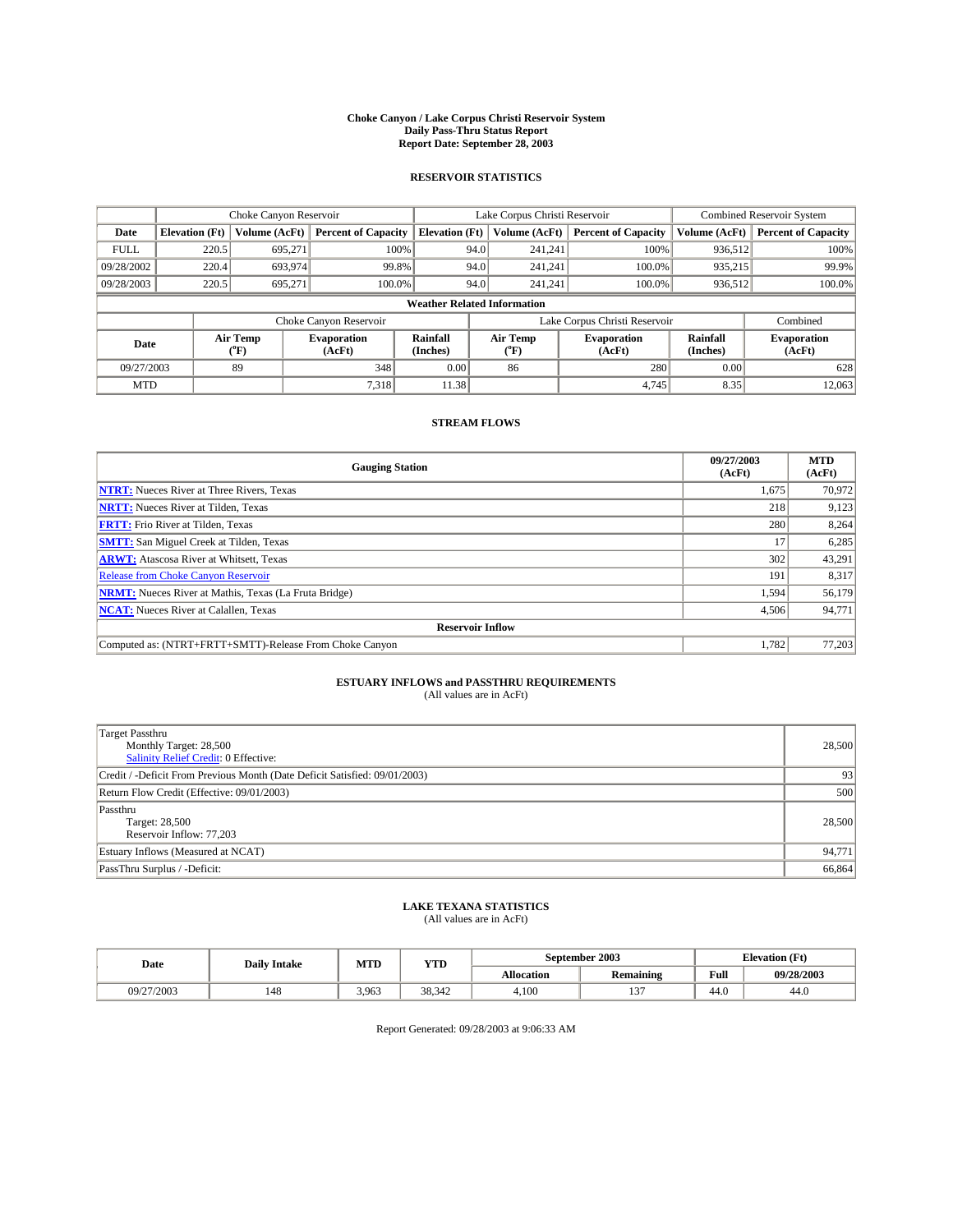**Choke Canyon / Lake Corpus Christi Reservoir System**
**Daily Pass-Thru Status Report**
**Report Date: September 28, 2003**

## RESERVOIR STATISTICS

| | Choke Canyon Reservoir | | | Lake Corpus Christi Reservoir | | | Combined Reservoir System | |
|---|---|---|---|---|---|---|---|---|
| Date | Elevation (Ft) | Volume (AcFt) | Percent of Capacity | Elevation (Ft) | Volume (AcFt) | Percent of Capacity | Volume (AcFt) | Percent of Capacity |
| FULL | 220.5 | 695,271 | 100% | 94.0 | 241,241 | 100% | 936,512 | 100% |
| 09/28/2002 | 220.4 | 693,974 | 99.8% | 94.0 | 241,241 | 100.0% | 935,215 | 99.9% |
| 09/28/2003 | 220.5 | 695,271 | 100.0% | 94.0 | 241,241 | 100.0% | 936,512 | 100.0% |

**Weather Related Information**

| | Choke Canyon Reservoir | | | Lake Corpus Christi Reservoir | | | Combined |
|---|---|---|---|---|---|---|---|
| Date | Air Temp (°F) | Evaporation (AcFt) | Rainfall (Inches) | Air Temp (°F) | Evaporation (AcFt) | Rainfall (Inches) | Evaporation (AcFt) |
| 09/27/2003 | 89 | 348 | 0.00 | 86 | 280 | 0.00 | 628 |
| MTD | | 7,318 | 11.38 | | 4,745 | 8.35 | 12,063 |

## STREAM FLOWS

| Gauging Station | 09/27/2003 (AcFt) | MTD (AcFt) |
|---|---|---|
| **NTRT:** Nueces River at Three Rivers, Texas | 1,675 | 70,972 |
| **NRTT:** Nueces River at Tilden, Texas | 218 | 9,123 |
| **FRTT:** Frio River at Tilden, Texas | 280 | 8,264 |
| **SMTT:** San Miguel Creek at Tilden, Texas | 17 | 6,285 |
| **ARWT:** Atascosa River at Whitsett, Texas | 302 | 43,291 |
| Release from Choke Canyon Reservoir | 191 | 8,317 |
| **NRMT:** Nueces River at Mathis, Texas (La Fruta Bridge) | 1,594 | 56,179 |
| **NCAT:** Nueces River at Calallen, Texas | 4,506 | 94,771 |
| **Reservoir Inflow** | | |
| Computed as: (NTRT+FRTT+SMTT)-Release From Choke Canyon | 1,782 | 77,203 |

## ESTUARY INFLOWS and PASSTHRU REQUIREMENTS

(All values are in AcFt)

| | |
|---|---|
| Target Passthru<br>Monthly Target: 28,500<br>Salinity Relief Credit: 0 Effective: | 28,500 |
| Credit / -Deficit From Previous Month (Date Deficit Satisfied: 09/01/2003) | 93 |
| Return Flow Credit (Effective: 09/01/2003) | 500 |
| Passthru<br>Target: 28,500<br>Reservoir Inflow: 77,203 | 28,500 |
| Estuary Inflows (Measured at NCAT) | 94,771 |
| PassThru Surplus / -Deficit: | 66,864 |

## LAKE TEXANA STATISTICS

(All values are in AcFt)

| Date | Daily Intake | MTD | YTD | September 2003 | | Elevation (Ft) | |
|---|---|---|---|---|---|---|---|
| | | | | Allocation | Remaining | Full | 09/28/2003 |
| 09/27/2003 | 148 | 3,963 | 38,342 | 4,100 | 137 | 44.0 | 44.0 |

Report Generated: 09/28/2003 at 9:06:33 AM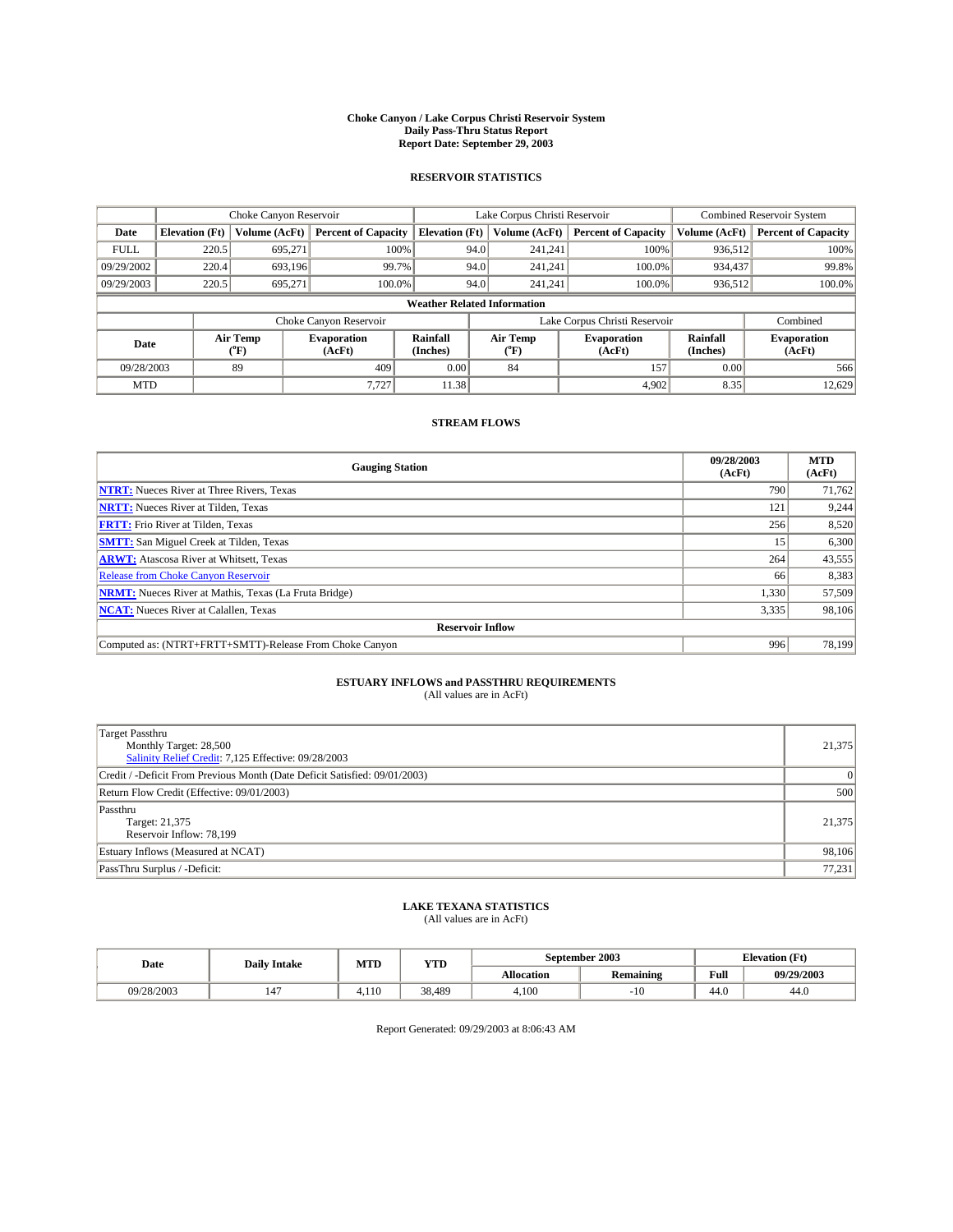# Choke Canyon / Lake Corpus Christi Reservoir System
## Daily Pass-Thru Status Report
## Report Date: September 29, 2003

### RESERVOIR STATISTICS

| | Choke Canyon Reservoir | | | Lake Corpus Christi Reservoir | | | Combined Reservoir System | |
|---|---|---|---|---|---|---|---|---|
| **Date** | **Elevation (Ft)** | **Volume (AcFt)** | **Percent of Capacity** | **Elevation (Ft)** | **Volume (AcFt)** | **Percent of Capacity** | **Volume (AcFt)** | **Percent of Capacity** |
| FULL | 220.5 | 695,271 | 100% | 94.0 | 241,241 | 100% | 936,512 | 100% |
| 09/29/2002 | 220.4 | 693,196 | 99.7% | 94.0 | 241,241 | 100.0% | 934,437 | 99.8% |
| 09/29/2003 | 220.5 | 695,271 | 100.0% | 94.0 | 241,241 | 100.0% | 936,512 | 100.0% |

**Weather Related Information**

| | Choke Canyon Reservoir | | | Lake Corpus Christi Reservoir | | | Combined |
|---|---|---|---|---|---|---|---|
| **Date** | **Air Temp (°F)** | **Evaporation (AcFt)** | **Rainfall (Inches)** | **Air Temp (°F)** | **Evaporation (AcFt)** | **Rainfall (Inches)** | **Evaporation (AcFt)** |
| 09/28/2003 | 89 | 409 | 0.00 | 84 | 157 | 0.00 | 566 |
| MTD | | 7,727 | 11.38 | | 4,902 | 8.35 | 12,629 |

### STREAM FLOWS

| Gauging Station | 09/28/2003 (AcFt) | MTD (AcFt) |
|---|---|---|
| **NTRT:** Nueces River at Three Rivers, Texas | 790 | 71,762 |
| **NRTT:** Nueces River at Tilden, Texas | 121 | 9,244 |
| **FRTT:** Frio River at Tilden, Texas | 256 | 8,520 |
| **SMTT:** San Miguel Creek at Tilden, Texas | 15 | 6,300 |
| **ARWT:** Atascosa River at Whitsett, Texas | 264 | 43,555 |
| Release from Choke Canyon Reservoir | 66 | 8,383 |
| **NRMT:** Nueces River at Mathis, Texas (La Fruta Bridge) | 1,330 | 57,509 |
| **NCAT:** Nueces River at Calallen, Texas | 3,335 | 98,106 |
| **Reservoir Inflow** | | |
| Computed as: (NTRT+FRTT+SMTT)-Release From Choke Canyon | 996 | 78,199 |

### ESTUARY INFLOWS and PASSTHRU REQUIREMENTS
(All values are in AcFt)

| | |
|---|---|
| Target Passthru<br>Monthly Target: 28,500<br>Salinity Relief Credit: 7,125 Effective: 09/28/2003 | 21,375 |
| Credit / -Deficit From Previous Month (Date Deficit Satisfied: 09/01/2003) | 0 |
| Return Flow Credit (Effective: 09/01/2003) | 500 |
| Passthru<br>Target: 21,375<br>Reservoir Inflow: 78,199 | 21,375 |
| Estuary Inflows (Measured at NCAT) | 98,106 |
| PassThru Surplus / -Deficit: | 77,231 |

### LAKE TEXANA STATISTICS
(All values are in AcFt)

| Date | Daily Intake | MTD | YTD | September 2003 | | Elevation (Ft) | |
|---|---|---|---|---|---|---|---|
| | | | | **Allocation** | **Remaining** | **Full** | **09/29/2003** |
| 09/28/2003 | 147 | 4,110 | 38,489 | 4,100 | -10 | 44.0 | 44.0 |

Report Generated: 09/29/2003 at 8:06:43 AM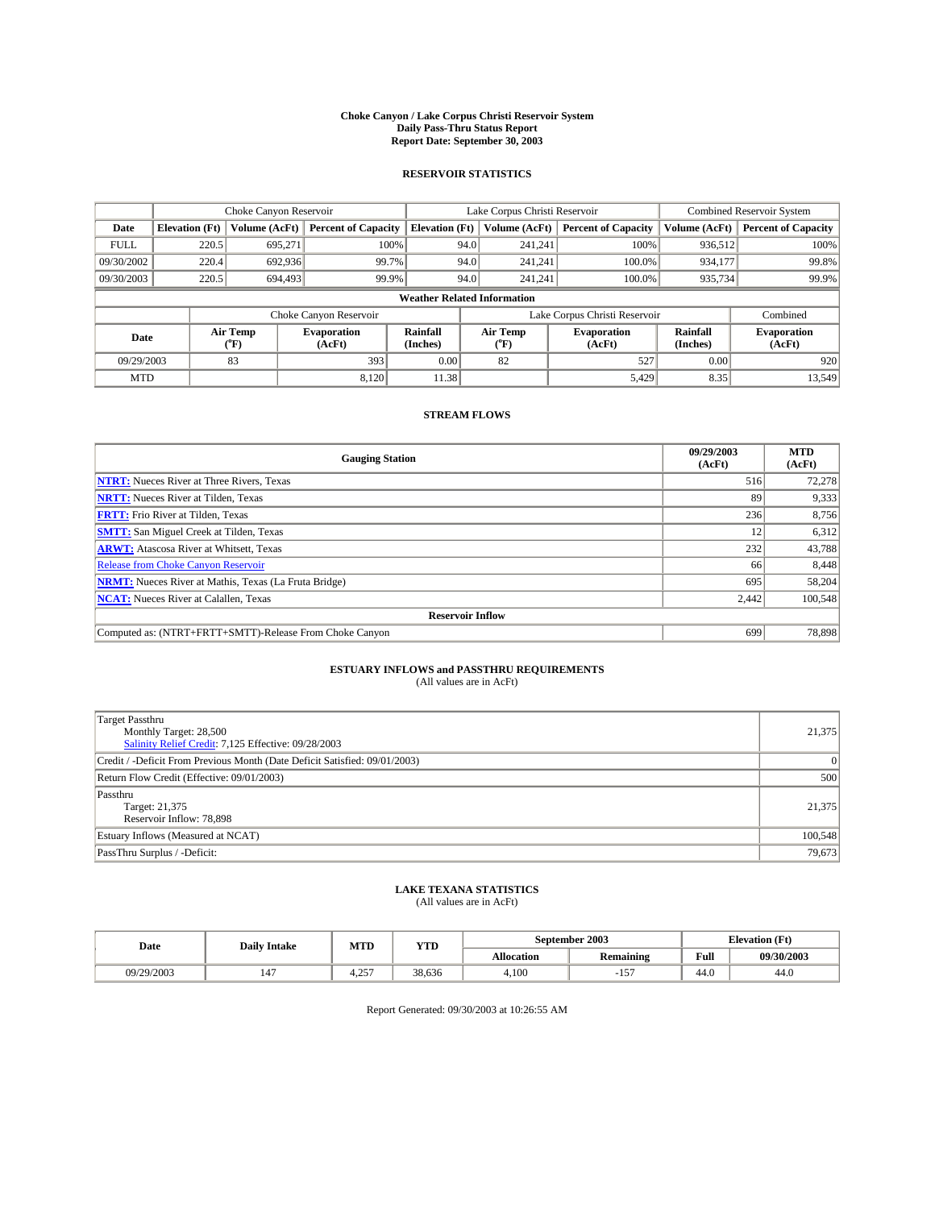# Choke Canyon / Lake Corpus Christi Reservoir System
## Daily Pass-Thru Status Report
## Report Date: September 30, 2003

### RESERVOIR STATISTICS

| | Choke Canyon Reservoir | | | Lake Corpus Christi Reservoir | | | Combined Reservoir System | |
|---|---|---|---|---|---|---|---|---|
| Date | Elevation (Ft) | Volume (AcFt) | Percent of Capacity | Elevation (Ft) | Volume (AcFt) | Percent of Capacity | Volume (AcFt) | Percent of Capacity |
| FULL | 220.5 | 695,271 | 100% | 94.0 | 241,241 | 100% | 936,512 | 100% |
| 09/30/2002 | 220.4 | 692,936 | 99.7% | 94.0 | 241,241 | 100.0% | 934,177 | 99.8% |
| 09/30/2003 | 220.5 | 694,493 | 99.9% | 94.0 | 241,241 | 100.0% | 935,734 | 99.9% |

**Weather Related Information**

| | Choke Canyon Reservoir | | | Lake Corpus Christi Reservoir | | | Combined |
|---|---|---|---|---|---|---|---|
| Date | Air Temp (°F) | Evaporation (AcFt) | Rainfall (Inches) | Air Temp (°F) | Evaporation (AcFt) | Rainfall (Inches) | Evaporation (AcFt) |
| 09/29/2003 | 83 | 393 | 0.00 | 82 | 527 | 0.00 | 920 |
| MTD | | 8,120 | 11.38 | | 5,429 | 8.35 | 13,549 |

### STREAM FLOWS

| Gauging Station | 09/29/2003 (AcFt) | MTD (AcFt) |
|---|---|---|
| **NTRT:** Nueces River at Three Rivers, Texas | 516 | 72,278 |
| **NRTT:** Nueces River at Tilden, Texas | 89 | 9,333 |
| **FRTT:** Frio River at Tilden, Texas | 236 | 8,756 |
| **SMTT:** San Miguel Creek at Tilden, Texas | 12 | 6,312 |
| **ARWT:** Atascosa River at Whitsett, Texas | 232 | 43,788 |
| Release from Choke Canyon Reservoir | 66 | 8,448 |
| **NRMT:** Nueces River at Mathis, Texas (La Fruta Bridge) | 695 | 58,204 |
| **NCAT:** Nueces River at Calallen, Texas | 2,442 | 100,548 |
| **Reservoir Inflow** | | |
| Computed as: (NTRT+FRTT+SMTT)-Release From Choke Canyon | 699 | 78,898 |

### ESTUARY INFLOWS and PASSTHRU REQUIREMENTS
(All values are in AcFt)

| | |
|---|---|
| Target Passthru<br>Monthly Target: 28,500<br>Salinity Relief Credit: 7,125 Effective: 09/28/2003 | 21,375 |
| Credit / -Deficit From Previous Month (Date Deficit Satisfied: 09/01/2003) | 0 |
| Return Flow Credit (Effective: 09/01/2003) | 500 |
| Passthru<br>Target: 21,375<br>Reservoir Inflow: 78,898 | 21,375 |
| Estuary Inflows (Measured at NCAT) | 100,548 |
| PassThru Surplus / -Deficit: | 79,673 |

### LAKE TEXANA STATISTICS
(All values are in AcFt)

| Date | Daily Intake | MTD | YTD | September 2003 | | Elevation (Ft) | |
|---|---|---|---|---|---|---|---|
| | | | | Allocation | Remaining | Full | 09/30/2003 |
| 09/29/2003 | 147 | 4,257 | 38,636 | 4,100 | -157 | 44.0 | 44.0 |

Report Generated: 09/30/2003 at 10:26:55 AM